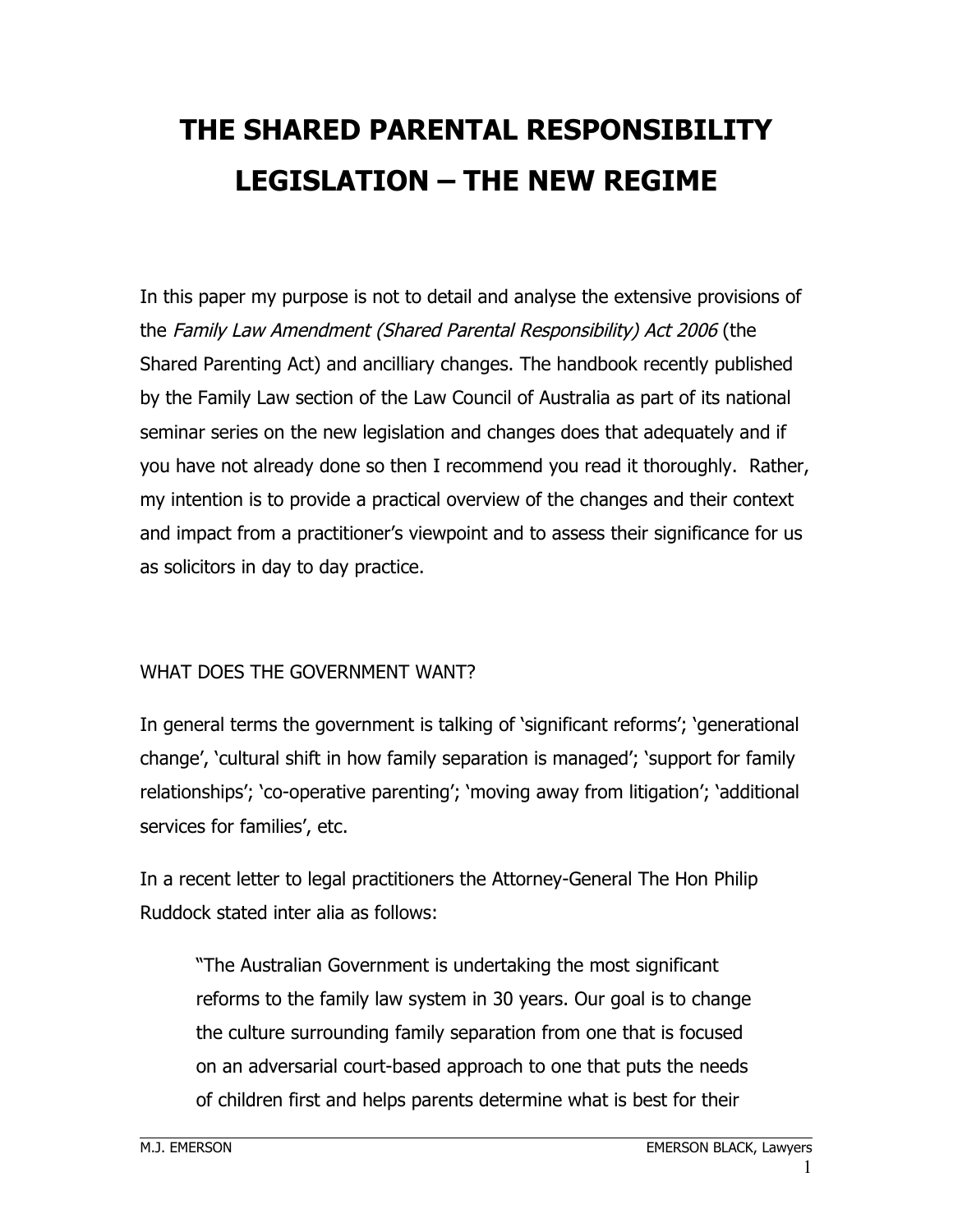# THE SHARED PARENTAL RESPONSIBILITY LEGISLATION – THE NEW REGIME

In this paper my purpose is not to detail and analyse the extensive provisions of the *Family Law Amendment (Shared Parental Responsibility) Act 2006* (the Shared Parenting Act) and ancilliary changes. The handbook recently published by the Family Law section of the Law Council of Australia as part of its national seminar series on the new legislation and changes does that adequately and if you have not already done so then I recommend you read it thoroughly. Rather, my intention is to provide a practical overview of the changes and their context and impact from a practitioner's viewpoint and to assess their significance for us as solicitors in day to day practice.

## WHAT DOES THE GOVERNMENT WANT?

In general terms the government is talking of 'significant reforms'; 'generational change', 'cultural shift in how family separation is managed'; 'support for family relationships'; 'co-operative parenting'; 'moving away from litigation'; 'additional services for families', etc.

In a recent letter to legal practitioners the Attorney-General The Hon Philip Ruddock stated inter alia as follows:

> "The Australian Government is undertaking the most significant reforms to the family law system in 30 years. Our goal is to change the culture surrounding family separation from one that is focused on an adversarial court-based approach to one that puts the needs of children first and helps parents determine what is best for their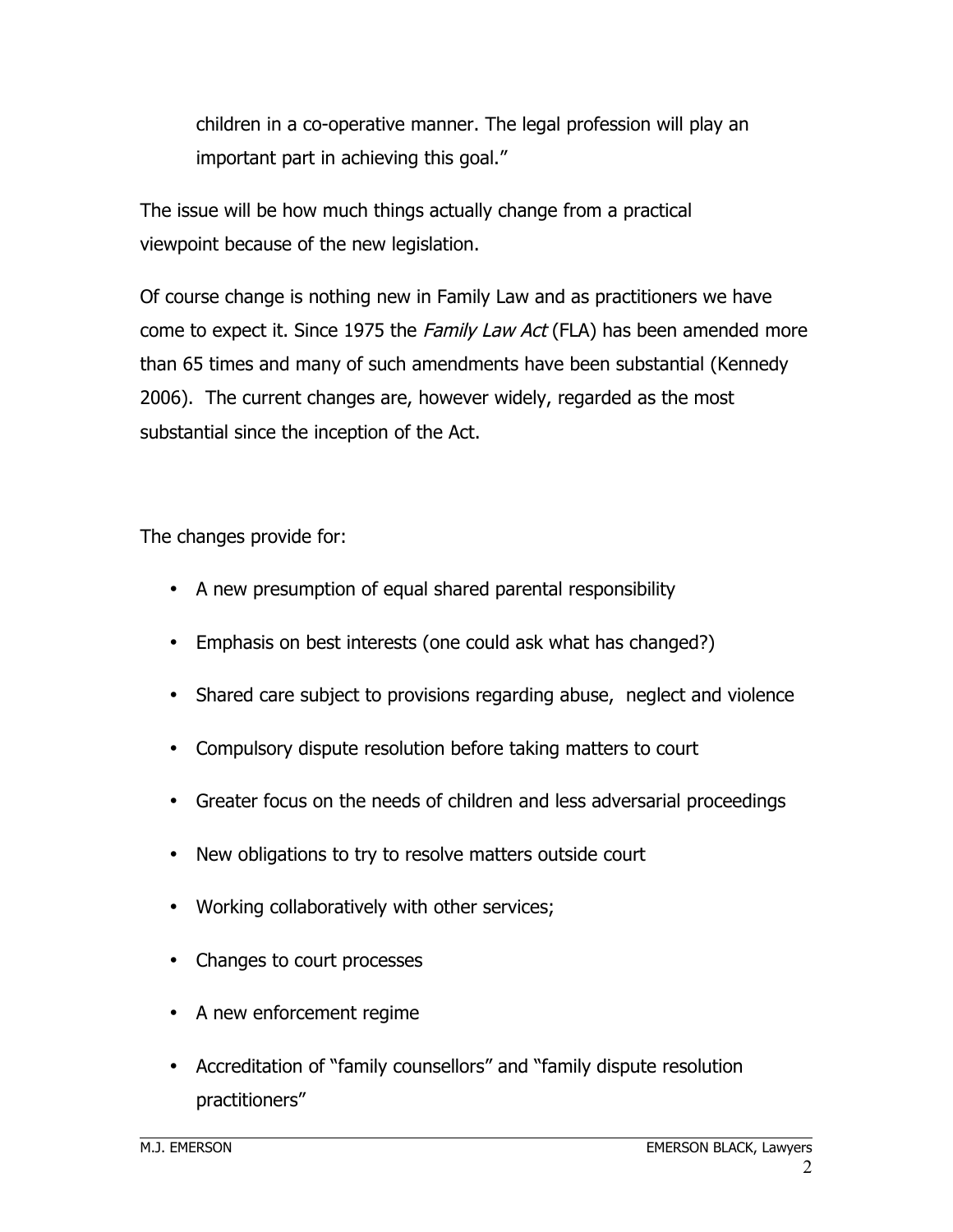children in a co-operative manner. The legal profession will play an important part in achieving this goal."

The issue will be how much things actually change from a practical viewpoint because of the new legislation.

Of course change is nothing new in Family Law and as practitioners we have come to expect it. Since 1975 the *Family Law Act* (FLA) has been amended more than 65 times and many of such amendments have been substantial (Kennedy 2006). The current changes are, however widely, regarded as the most substantial since the inception of the Act.

The changes provide for:

- A new presumption of equal shared parental responsibility
- Emphasis on best interests (one could ask what has changed?)
- Shared care subject to provisions regarding abuse, neglect and violence
- Compulsory dispute resolution before taking matters to court
- Greater focus on the needs of children and less adversarial proceedings
- New obligations to try to resolve matters outside court
- Working collaboratively with other services;
- Changes to court processes
- A new enforcement regime
- Accreditation of "family counsellors" and "family dispute resolution practitioners"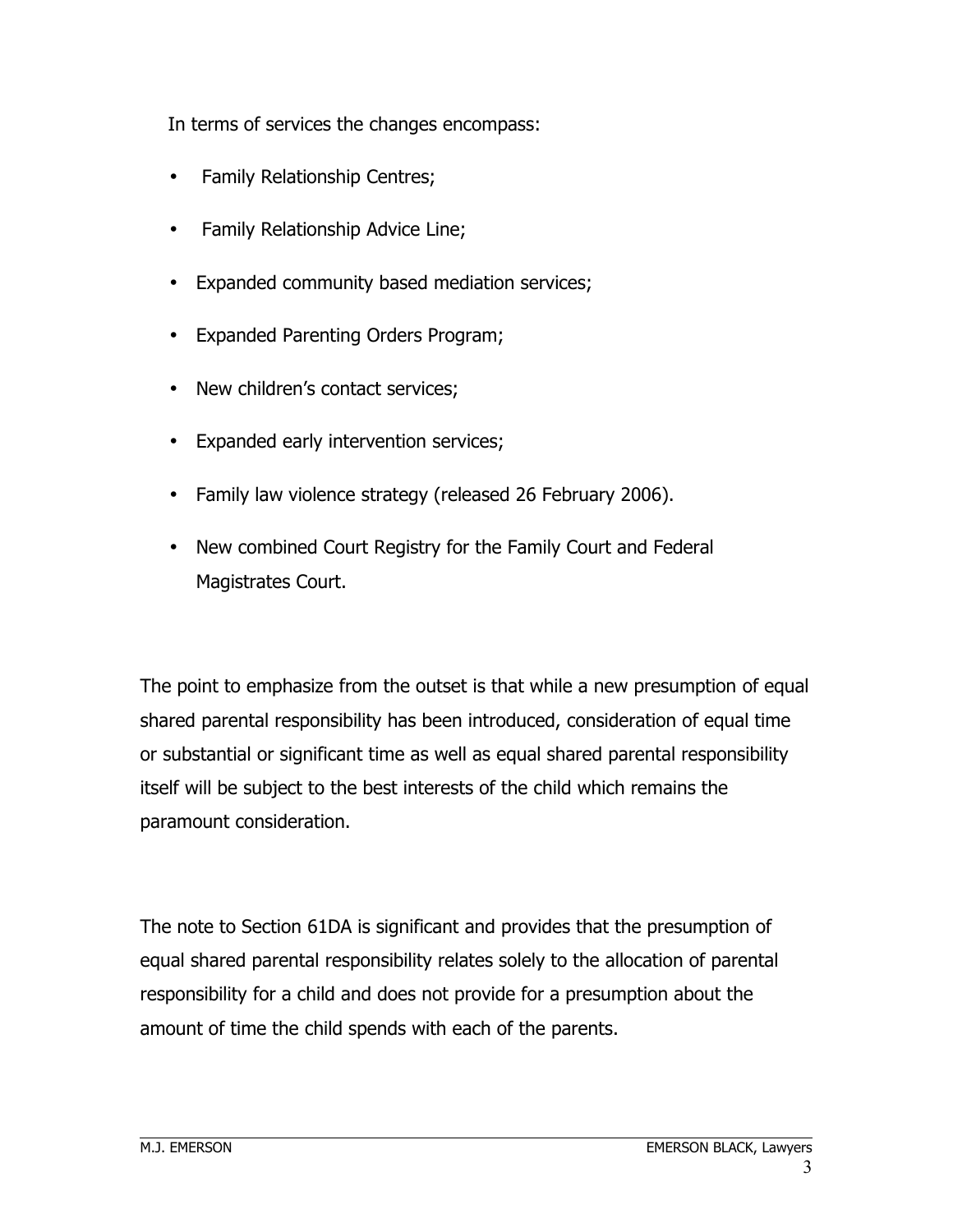In terms of services the changes encompass:

- Family Relationship Centres;
- Family Relationship Advice Line;
- Expanded community based mediation services;
- Expanded Parenting Orders Program;
- New children's contact services;
- Expanded early intervention services;
- Family law violence strategy (released 26 February 2006).
- New combined Court Registry for the Family Court and Federal Magistrates Court.

The point to emphasize from the outset is that while a new presumption of equal shared parental responsibility has been introduced, consideration of equal time or substantial or significant time as well as equal shared parental responsibility itself will be subject to the best interests of the child which remains the paramount consideration.

The note to Section 61DA is significant and provides that the presumption of equal shared parental responsibility relates solely to the allocation of parental responsibility for a child and does not provide for a presumption about the amount of time the child spends with each of the parents.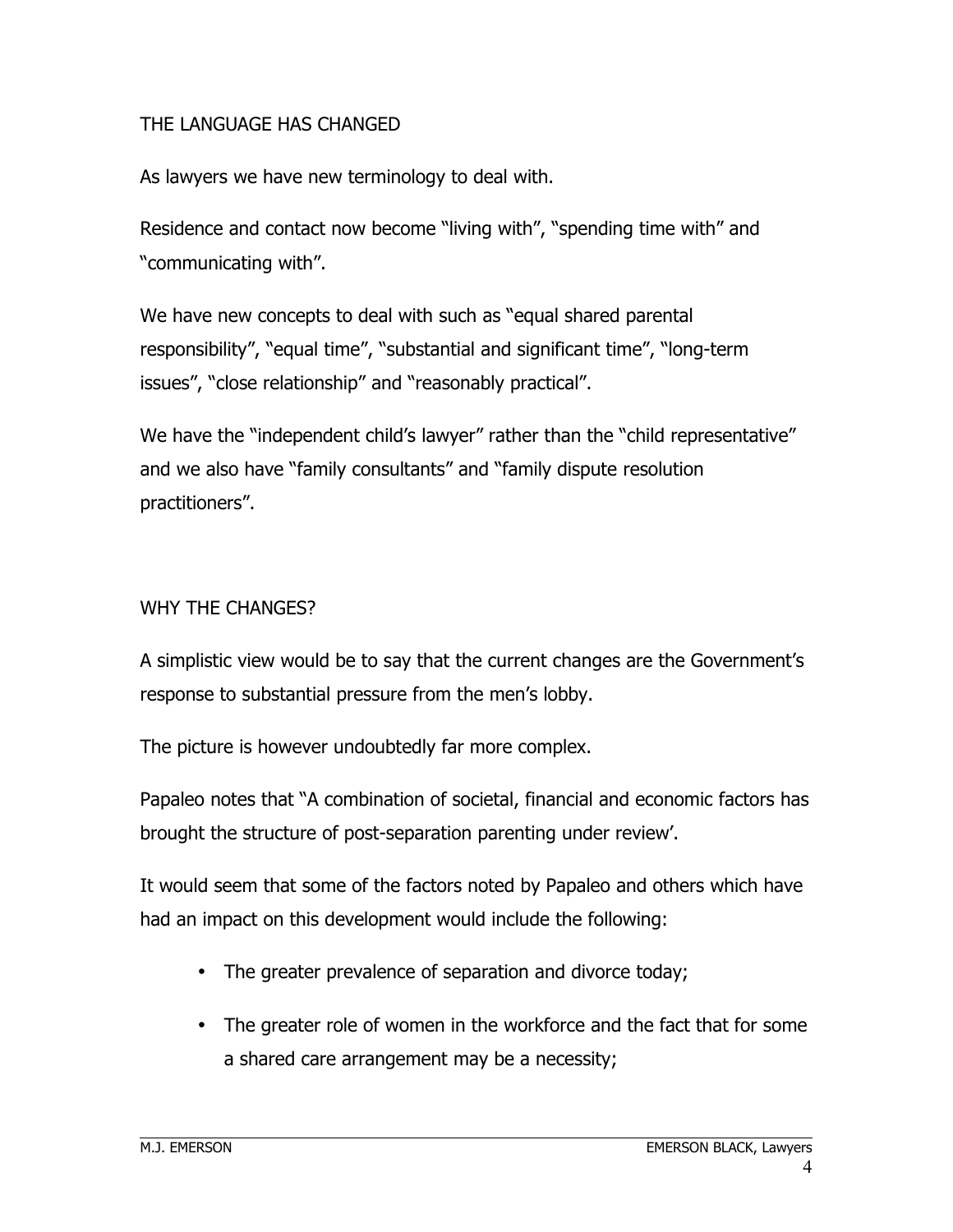## THE LANGUAGE HAS CHANGED

As lawyers we have new terminology to deal with.

Residence and contact now become "living with", "spending time with" and "communicating with".

We have new concepts to deal with such as "equal shared parental responsibility", "equal time", "substantial and significant time", "long-term issues", "close relationship" and "reasonably practical".

We have the "independent child's lawyer" rather than the "child representative" and we also have "family consultants" and "family dispute resolution practitioners".

## WHY THE CHANGES?

A simplistic view would be to say that the current changes are the Government's response to substantial pressure from the men's lobby.

The picture is however undoubtedly far more complex.

Papaleo notes that "A combination of societal, financial and economic factors has brought the structure of post-separation parenting under review'.

It would seem that some of the factors noted by Papaleo and others which have had an impact on this development would include the following:

- The greater prevalence of separation and divorce today;
- The greater role of women in the workforce and the fact that for some a shared care arrangement may be a necessity;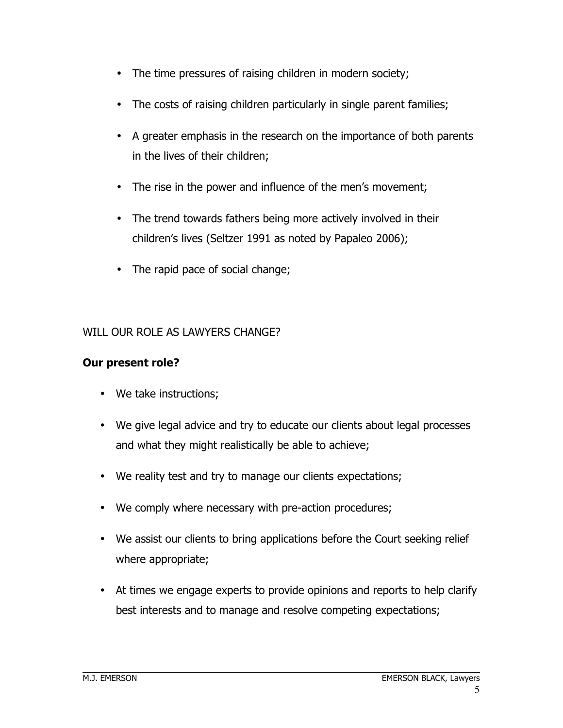- The time pressures of raising children in modern society;
- The costs of raising children particularly in single parent families;
- A greater emphasis in the research on the importance of both parents in the lives of their children;
- The rise in the power and influence of the men's movement;
- The trend towards fathers being more actively involved in their children's lives (Seltzer 1991 as noted by Papaleo 2006);
- The rapid pace of social change;

WILL OUR ROLE AS LAWYERS CHANGE?

**Our present role?**

- We take instructions;
- We give legal advice and try to educate our clients about legal processes and what they might realistically be able to achieve;
- We reality test and try to manage our clients expectations;
- We comply where necessary with pre-action procedures;
- We assist our clients to bring applications before the Court seeking relief where appropriate;
- At times we engage experts to provide opinions and reports to help clarify best interests and to manage and resolve competing expectations;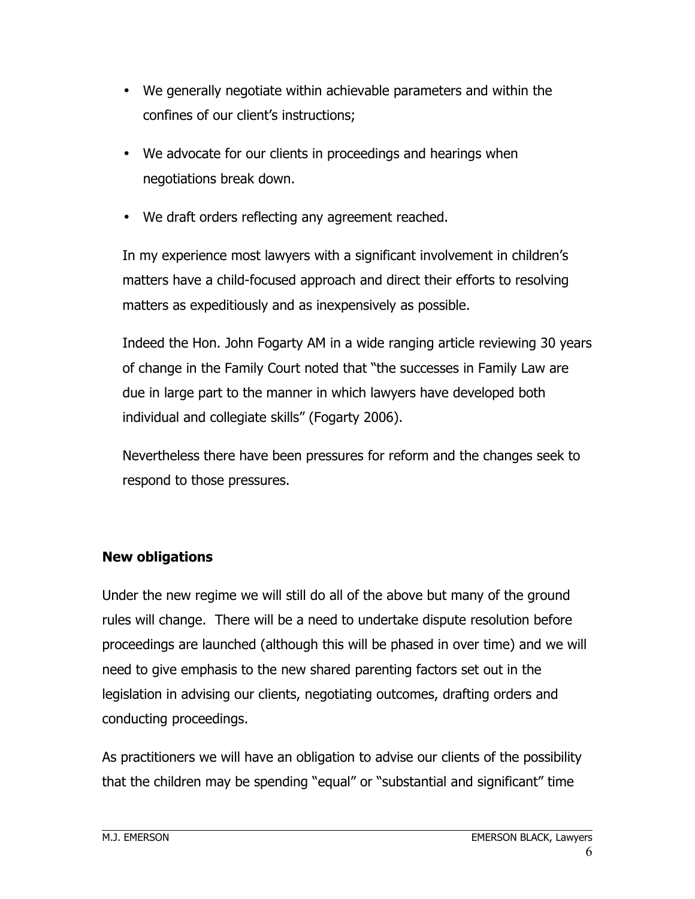- We generally negotiate within achievable parameters and within the confines of our client's instructions;
- We advocate for our clients in proceedings and hearings when negotiations break down.
- We draft orders reflecting any agreement reached.

In my experience most lawyers with a significant involvement in children's matters have a child-focused approach and direct their efforts to resolving matters as expeditiously and as inexpensively as possible.

Indeed the Hon. John Fogarty AM in a wide ranging article reviewing 30 years of change in the Family Court noted that "the successes in Family Law are due in large part to the manner in which lawyers have developed both individual and collegiate skills" (Fogarty 2006).

Nevertheless there have been pressures for reform and the changes seek to respond to those pressures.

## New obligations

Under the new regime we will still do all of the above but many of the ground rules will change. There will be a need to undertake dispute resolution before proceedings are launched (although this will be phased in over time) and we will need to give emphasis to the new shared parenting factors set out in the legislation in advising our clients, negotiating outcomes, drafting orders and conducting proceedings.

As practitioners we will have an obligation to advise our clients of the possibility that the children may be spending "equal" or "substantial and significant" time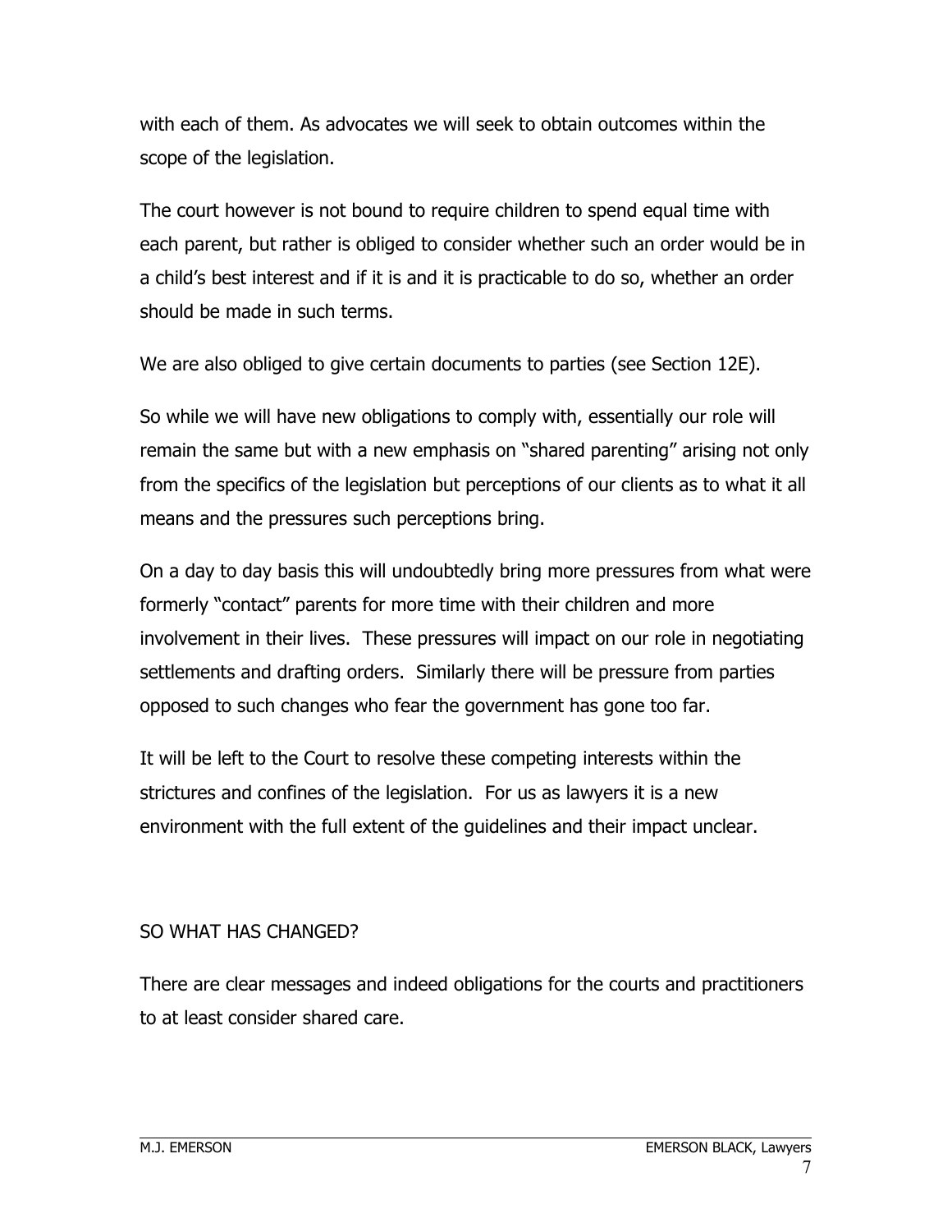with each of them. As advocates we will seek to obtain outcomes within the scope of the legislation.

The court however is not bound to require children to spend equal time with each parent, but rather is obliged to consider whether such an order would be in a child's best interest and if it is and it is practicable to do so, whether an order should be made in such terms.

We are also obliged to give certain documents to parties (see Section 12E).

So while we will have new obligations to comply with, essentially our role will remain the same but with a new emphasis on "shared parenting" arising not only from the specifics of the legislation but perceptions of our clients as to what it all means and the pressures such perceptions bring.

On a day to day basis this will undoubtedly bring more pressures from what were formerly "contact" parents for more time with their children and more involvement in their lives. These pressures will impact on our role in negotiating settlements and drafting orders. Similarly there will be pressure from parties opposed to such changes who fear the government has gone too far.

It will be left to the Court to resolve these competing interests within the strictures and confines of the legislation. For us as lawyers it is a new environment with the full extent of the guidelines and their impact unclear.

## SO WHAT HAS CHANGED?

There are clear messages and indeed obligations for the courts and practitioners to at least consider shared care.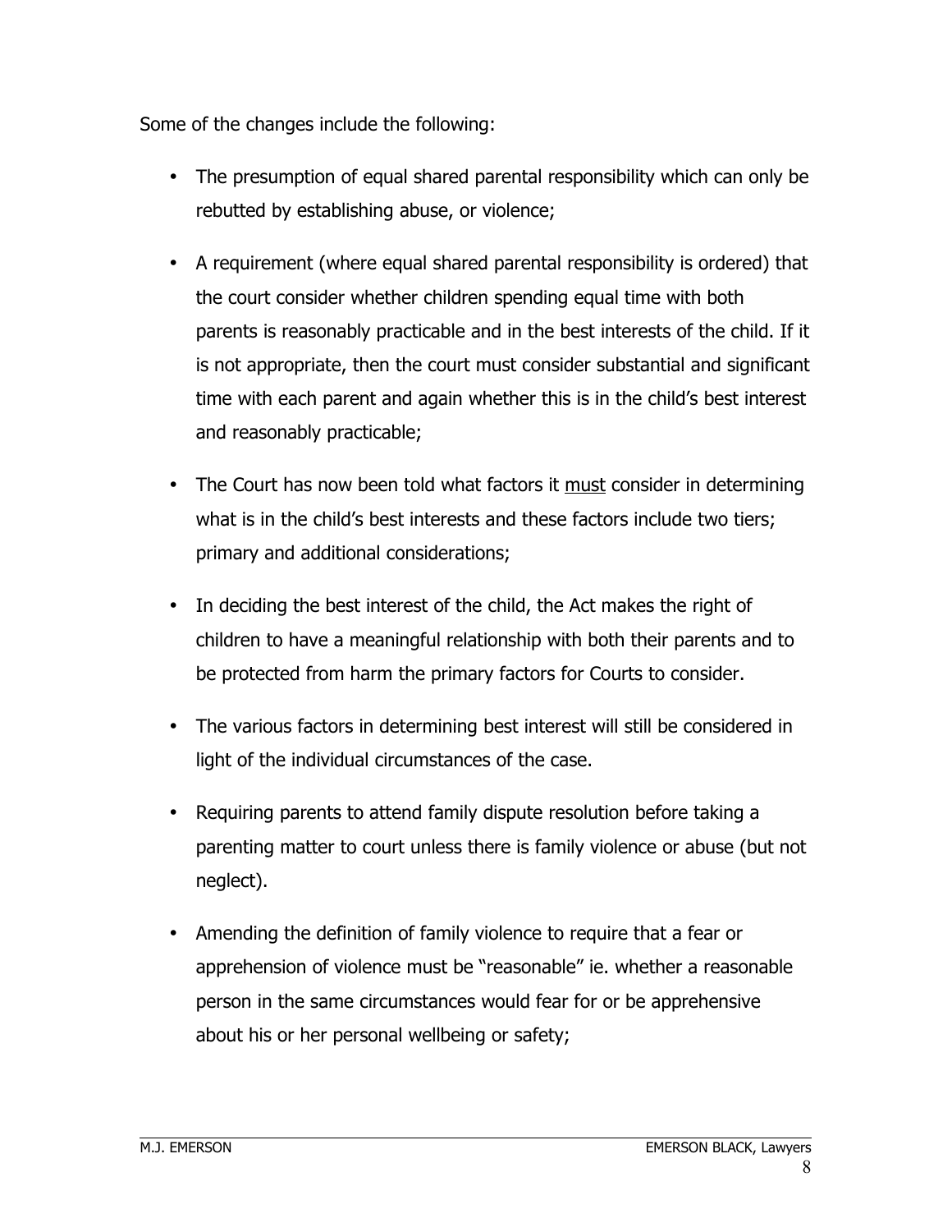Some of the changes include the following:

- The presumption of equal shared parental responsibility which can only be rebutted by establishing abuse, or violence;
- A requirement (where equal shared parental responsibility is ordered) that the court consider whether children spending equal time with both parents is reasonably practicable and in the best interests of the child. If it is not appropriate, then the court must consider substantial and significant time with each parent and again whether this is in the child's best interest and reasonably practicable;
- The Court has now been told what factors it <u>must</u> consider in determining what is in the child's best interests and these factors include two tiers; primary and additional considerations;
- In deciding the best interest of the child, the Act makes the right of children to have a meaningful relationship with both their parents and to be protected from harm the primary factors for Courts to consider.
- The various factors in determining best interest will still be considered in light of the individual circumstances of the case.
- Requiring parents to attend family dispute resolution before taking a parenting matter to court unless there is family violence or abuse (but not neglect).
- Amending the definition of family violence to require that a fear or apprehension of violence must be "reasonable" ie. whether a reasonable person in the same circumstances would fear for or be apprehensive about his or her personal wellbeing or safety;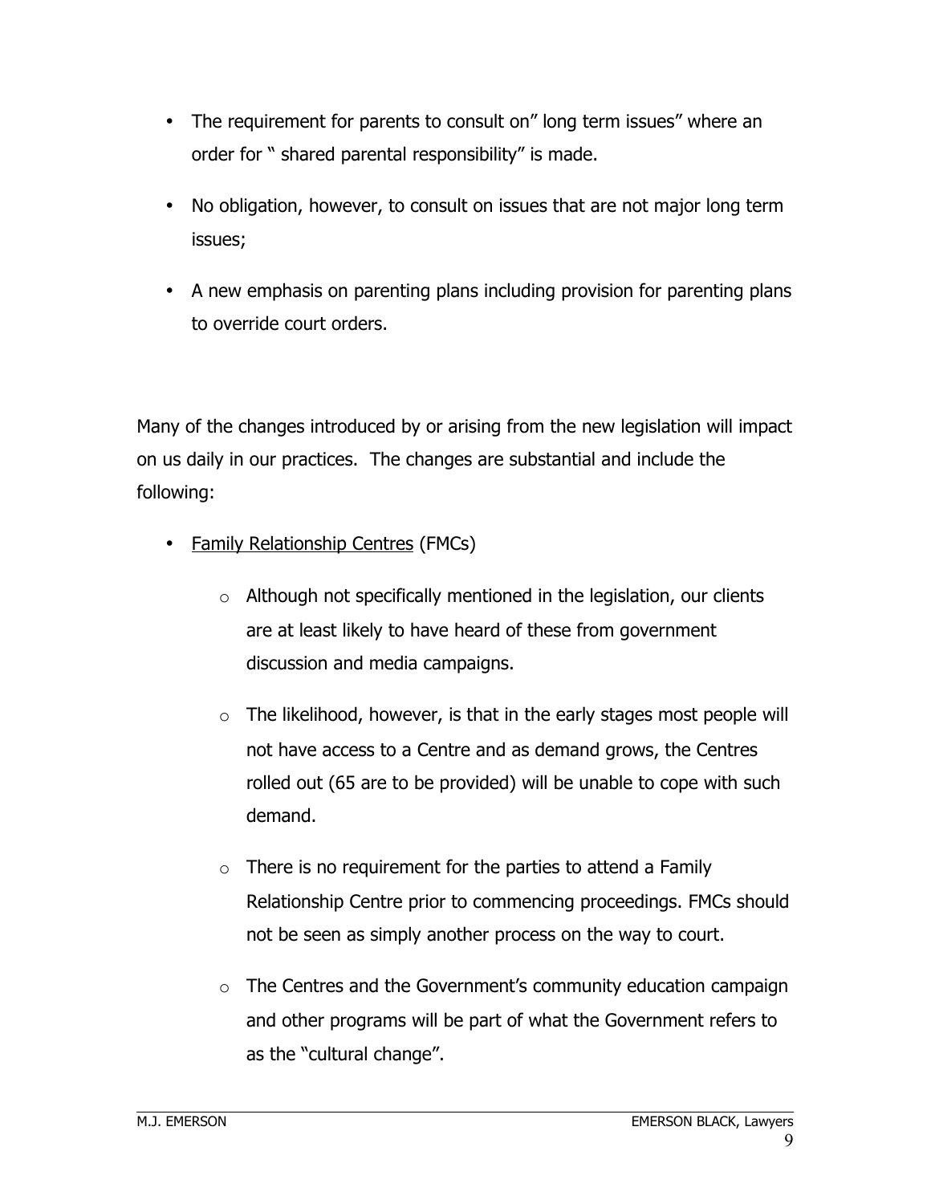- The requirement for parents to consult on" long term issues" where an order for " shared parental responsibility" is made.
- No obligation, however, to consult on issues that are not major long term issues;
- A new emphasis on parenting plans including provision for parenting plans to override court orders.

Many of the changes introduced by or arising from the new legislation will impact on us daily in our practices. The changes are substantial and include the following:

- <u>Family Relationship Centres</u> (FMCs)
  - Although not specifically mentioned in the legislation, our clients are at least likely to have heard of these from government discussion and media campaigns.
  - The likelihood, however, is that in the early stages most people will not have access to a Centre and as demand grows, the Centres rolled out (65 are to be provided) will be unable to cope with such demand.
  - There is no requirement for the parties to attend a Family Relationship Centre prior to commencing proceedings. FMCs should not be seen as simply another process on the way to court.
  - The Centres and the Government's community education campaign and other programs will be part of what the Government refers to as the "cultural change".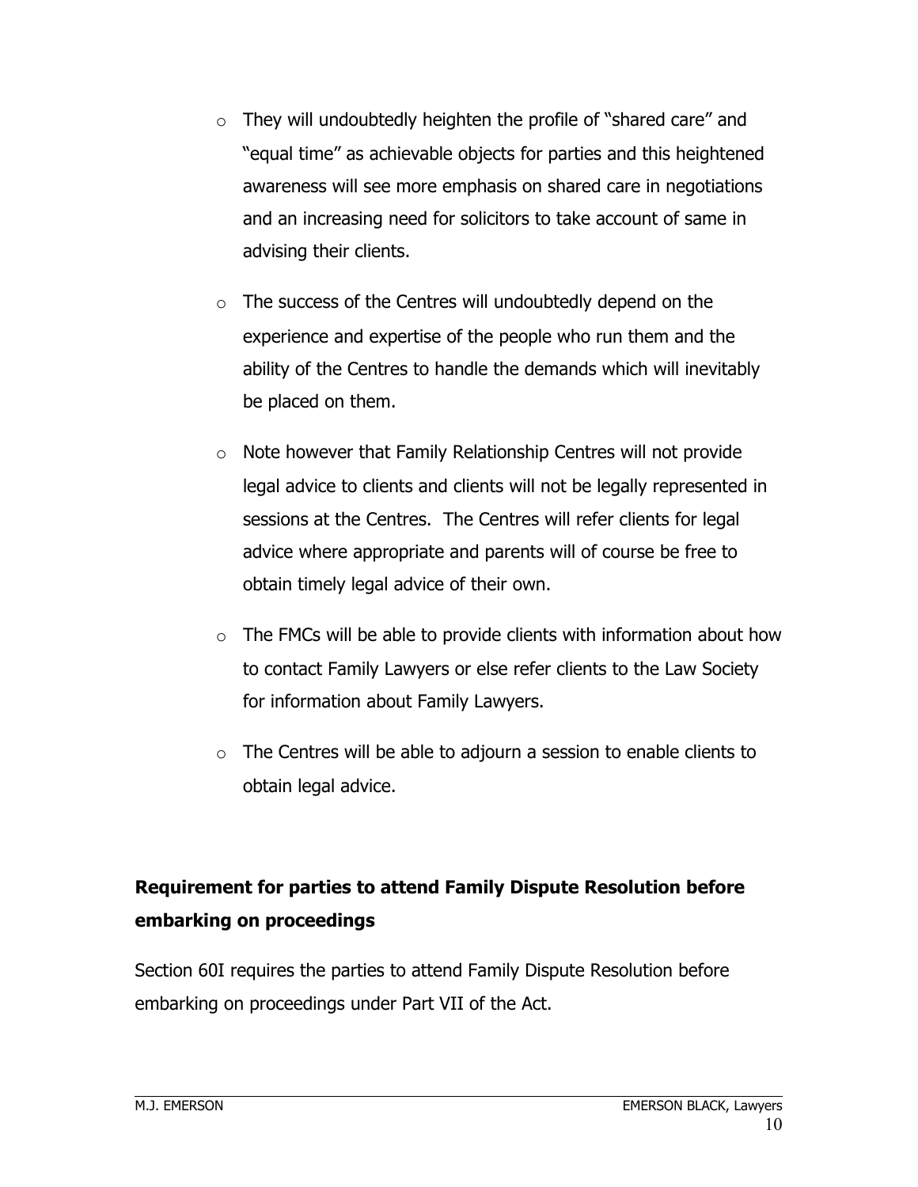- They will undoubtedly heighten the profile of "shared care" and "equal time" as achievable objects for parties and this heightened awareness will see more emphasis on shared care in negotiations and an increasing need for solicitors to take account of same in advising their clients.

- The success of the Centres will undoubtedly depend on the experience and expertise of the people who run them and the ability of the Centres to handle the demands which will inevitably be placed on them.

- Note however that Family Relationship Centres will not provide legal advice to clients and clients will not be legally represented in sessions at the Centres. The Centres will refer clients for legal advice where appropriate and parents will of course be free to obtain timely legal advice of their own.

- The FMCs will be able to provide clients with information about how to contact Family Lawyers or else refer clients to the Law Society for information about Family Lawyers.

- The Centres will be able to adjourn a session to enable clients to obtain legal advice.

**Requirement for parties to attend Family Dispute Resolution before embarking on proceedings**

Section 60I requires the parties to attend Family Dispute Resolution before embarking on proceedings under Part VII of the Act.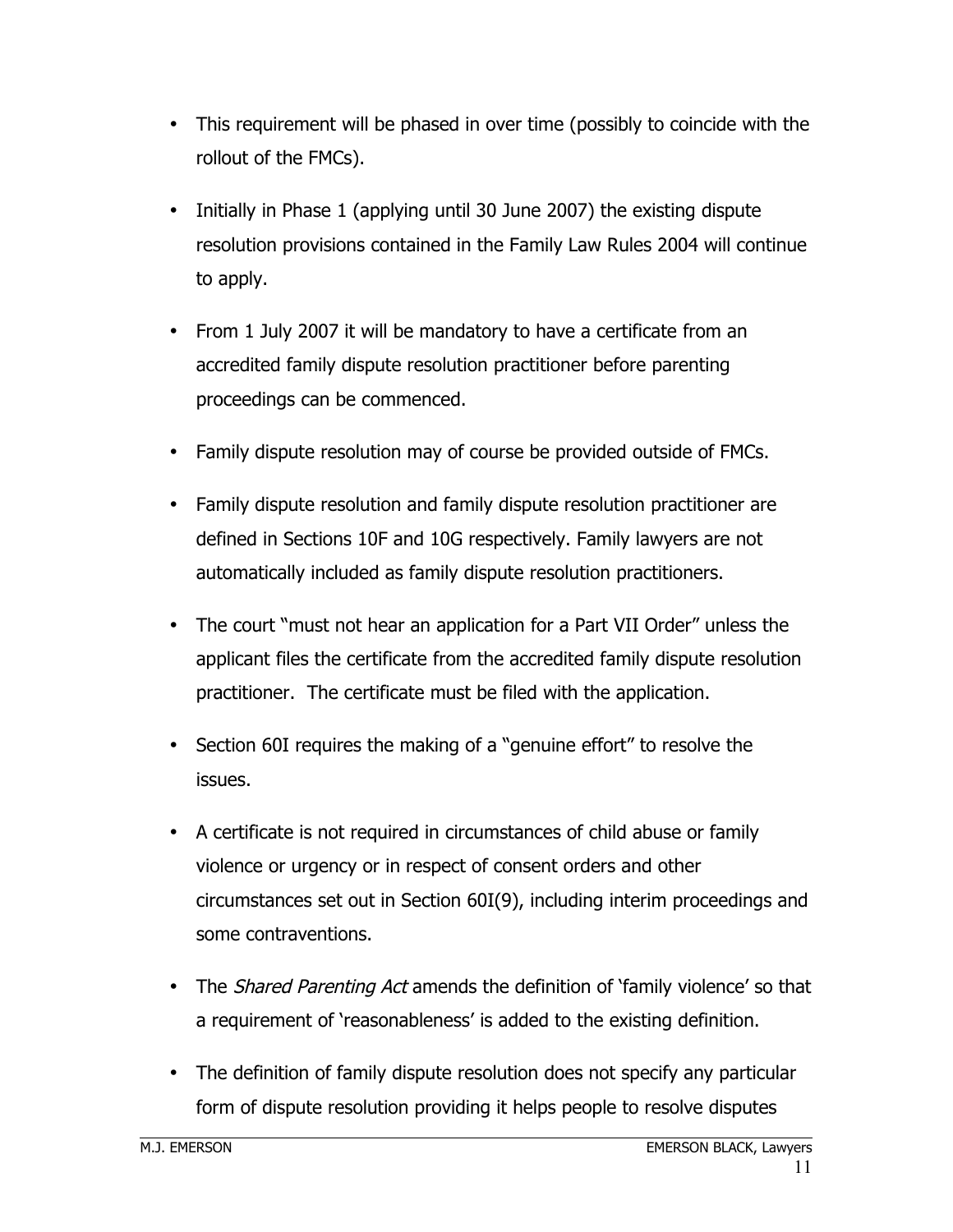- This requirement will be phased in over time (possibly to coincide with the rollout of the FMCs).
- Initially in Phase 1 (applying until 30 June 2007) the existing dispute resolution provisions contained in the Family Law Rules 2004 will continue to apply.
- From 1 July 2007 it will be mandatory to have a certificate from an accredited family dispute resolution practitioner before parenting proceedings can be commenced.
- Family dispute resolution may of course be provided outside of FMCs.
- Family dispute resolution and family dispute resolution practitioner are defined in Sections 10F and 10G respectively. Family lawyers are not automatically included as family dispute resolution practitioners.
- The court "must not hear an application for a Part VII Order" unless the applicant files the certificate from the accredited family dispute resolution practitioner. The certificate must be filed with the application.
- Section 60I requires the making of a "genuine effort" to resolve the issues.
- A certificate is not required in circumstances of child abuse or family violence or urgency or in respect of consent orders and other circumstances set out in Section 60I(9), including interim proceedings and some contraventions.
- The *Shared Parenting Act* amends the definition of 'family violence' so that a requirement of 'reasonableness' is added to the existing definition.
- The definition of family dispute resolution does not specify any particular form of dispute resolution providing it helps people to resolve disputes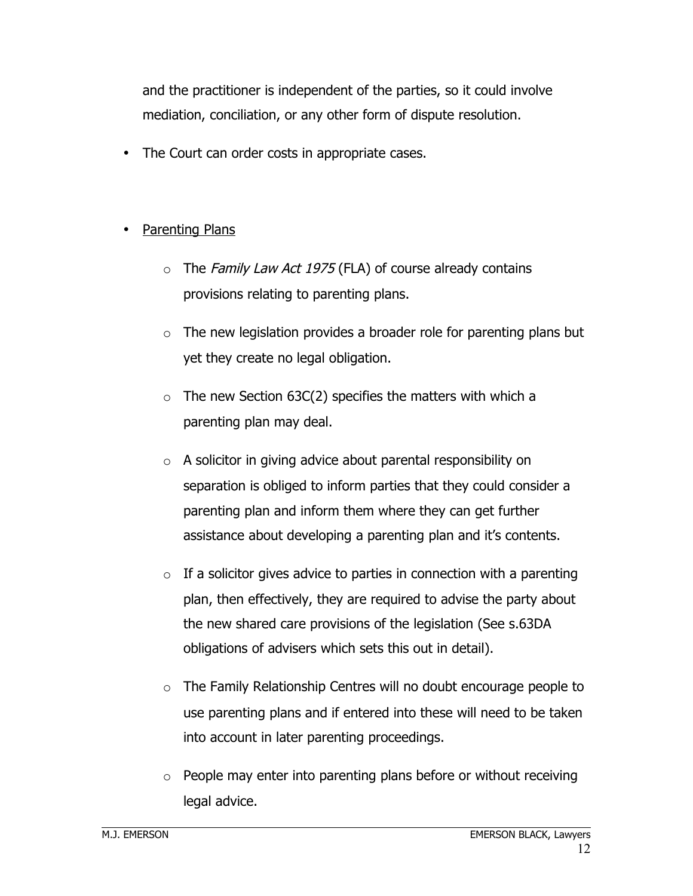and the practitioner is independent of the parties, so it could involve mediation, conciliation, or any other form of dispute resolution.

- The Court can order costs in appropriate cases.

- <u>Parenting Plans</u>

  - The *Family Law Act 1975* (FLA) of course already contains provisions relating to parenting plans.

  - The new legislation provides a broader role for parenting plans but yet they create no legal obligation.

  - The new Section 63C(2) specifies the matters with which a parenting plan may deal.

  - A solicitor in giving advice about parental responsibility on separation is obliged to inform parties that they could consider a parenting plan and inform them where they can get further assistance about developing a parenting plan and it's contents.

  - If a solicitor gives advice to parties in connection with a parenting plan, then effectively, they are required to advise the party about the new shared care provisions of the legislation (See s.63DA obligations of advisers which sets this out in detail).

  - The Family Relationship Centres will no doubt encourage people to use parenting plans and if entered into these will need to be taken into account in later parenting proceedings.

  - People may enter into parenting plans before or without receiving legal advice.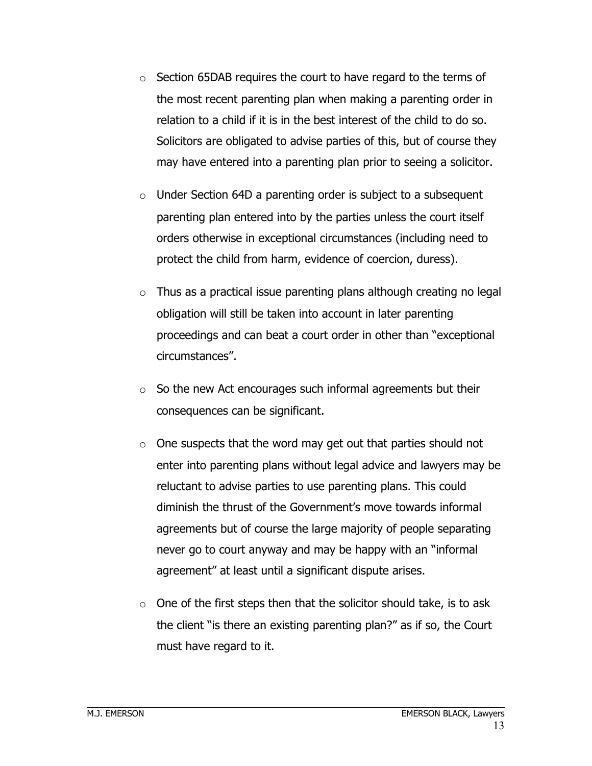- Section 65DAB requires the court to have regard to the terms of the most recent parenting plan when making a parenting order in relation to a child if it is in the best interest of the child to do so. Solicitors are obligated to advise parties of this, but of course they may have entered into a parenting plan prior to seeing a solicitor.

- Under Section 64D a parenting order is subject to a subsequent parenting plan entered into by the parties unless the court itself orders otherwise in exceptional circumstances (including need to protect the child from harm, evidence of coercion, duress).

- Thus as a practical issue parenting plans although creating no legal obligation will still be taken into account in later parenting proceedings and can beat a court order in other than "exceptional circumstances".

- So the new Act encourages such informal agreements but their consequences can be significant.

- One suspects that the word may get out that parties should not enter into parenting plans without legal advice and lawyers may be reluctant to advise parties to use parenting plans. This could diminish the thrust of the Government's move towards informal agreements but of course the large majority of people separating never go to court anyway and may be happy with an "informal agreement" at least until a significant dispute arises.

- One of the first steps then that the solicitor should take, is to ask the client "is there an existing parenting plan?" as if so, the Court must have regard to it.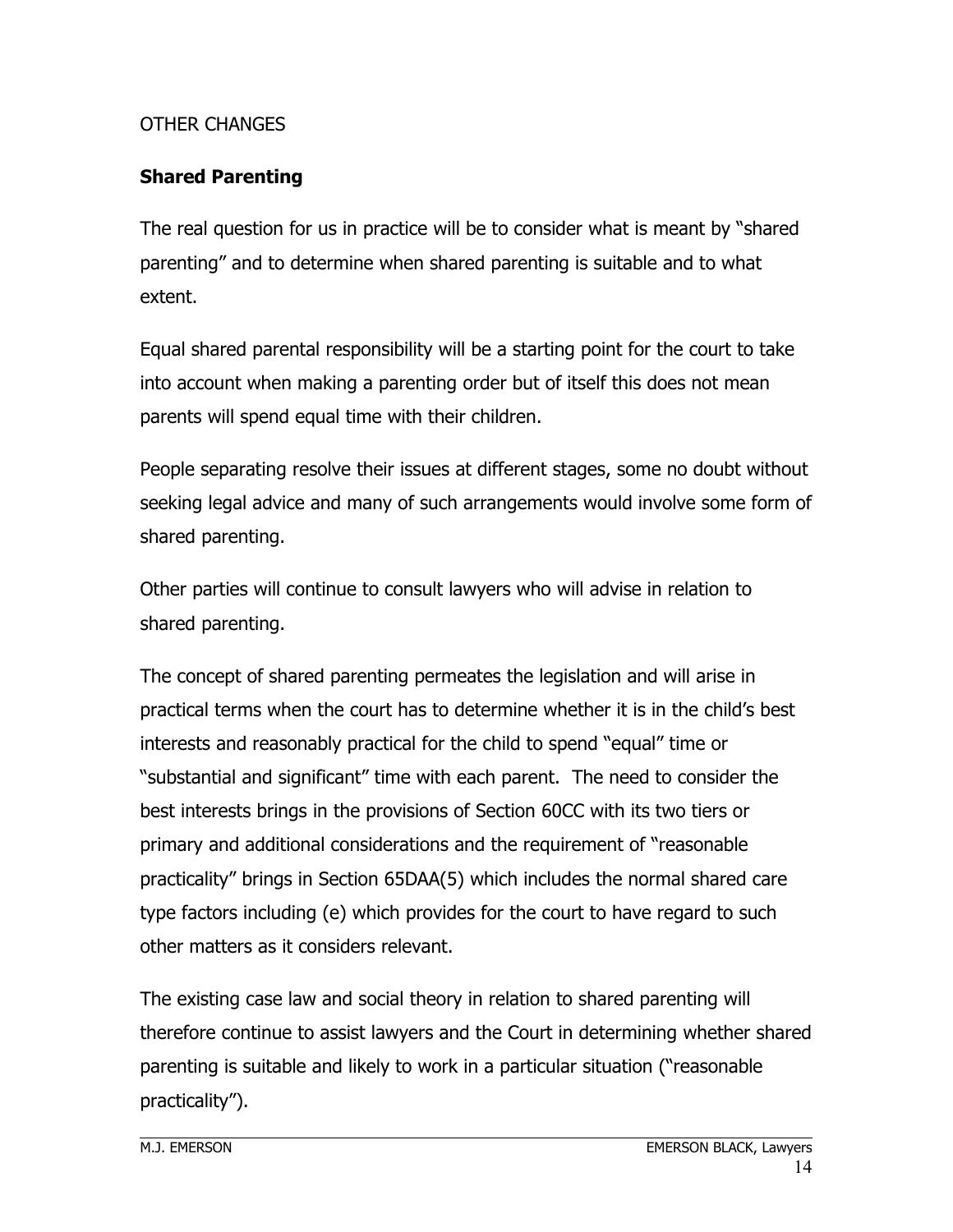OTHER CHANGES

## Shared Parenting

The real question for us in practice will be to consider what is meant by "shared parenting" and to determine when shared parenting is suitable and to what extent.

Equal shared parental responsibility will be a starting point for the court to take into account when making a parenting order but of itself this does not mean parents will spend equal time with their children.

People separating resolve their issues at different stages, some no doubt without seeking legal advice and many of such arrangements would involve some form of shared parenting.

Other parties will continue to consult lawyers who will advise in relation to shared parenting.

The concept of shared parenting permeates the legislation and will arise in practical terms when the court has to determine whether it is in the child's best interests and reasonably practical for the child to spend "equal" time or "substantial and significant" time with each parent. The need to consider the best interests brings in the provisions of Section 60CC with its two tiers or primary and additional considerations and the requirement of "reasonable practicality" brings in Section 65DAA(5) which includes the normal shared care type factors including (e) which provides for the court to have regard to such other matters as it considers relevant.

The existing case law and social theory in relation to shared parenting will therefore continue to assist lawyers and the Court in determining whether shared parenting is suitable and likely to work in a particular situation ("reasonable practicality").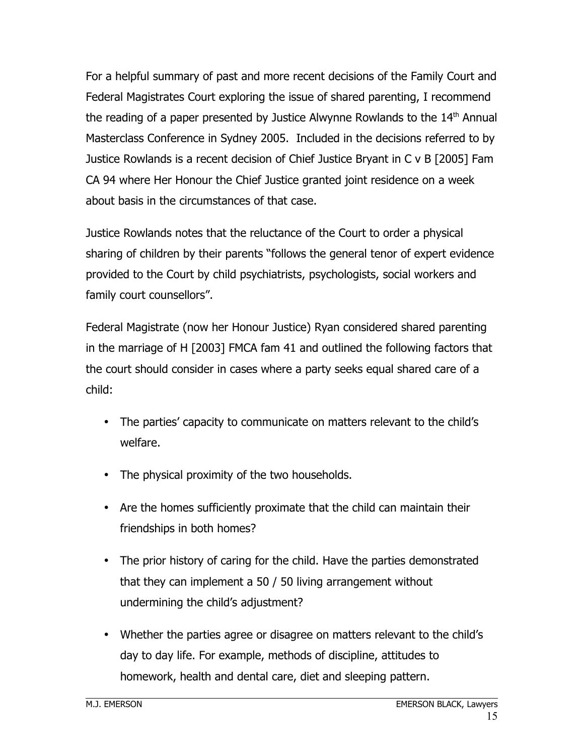For a helpful summary of past and more recent decisions of the Family Court and Federal Magistrates Court exploring the issue of shared parenting, I recommend the reading of a paper presented by Justice Alwynne Rowlands to the 14th Annual Masterclass Conference in Sydney 2005. Included in the decisions referred to by Justice Rowlands is a recent decision of Chief Justice Bryant in C v B [2005] Fam CA 94 where Her Honour the Chief Justice granted joint residence on a week about basis in the circumstances of that case.

Justice Rowlands notes that the reluctance of the Court to order a physical sharing of children by their parents "follows the general tenor of expert evidence provided to the Court by child psychiatrists, psychologists, social workers and family court counsellors".

Federal Magistrate (now her Honour Justice) Ryan considered shared parenting in the marriage of H [2003] FMCA fam 41 and outlined the following factors that the court should consider in cases where a party seeks equal shared care of a child:

- The parties' capacity to communicate on matters relevant to the child's welfare.
- The physical proximity of the two households.
- Are the homes sufficiently proximate that the child can maintain their friendships in both homes?
- The prior history of caring for the child. Have the parties demonstrated that they can implement a 50 / 50 living arrangement without undermining the child's adjustment?
- Whether the parties agree or disagree on matters relevant to the child's day to day life. For example, methods of discipline, attitudes to homework, health and dental care, diet and sleeping pattern.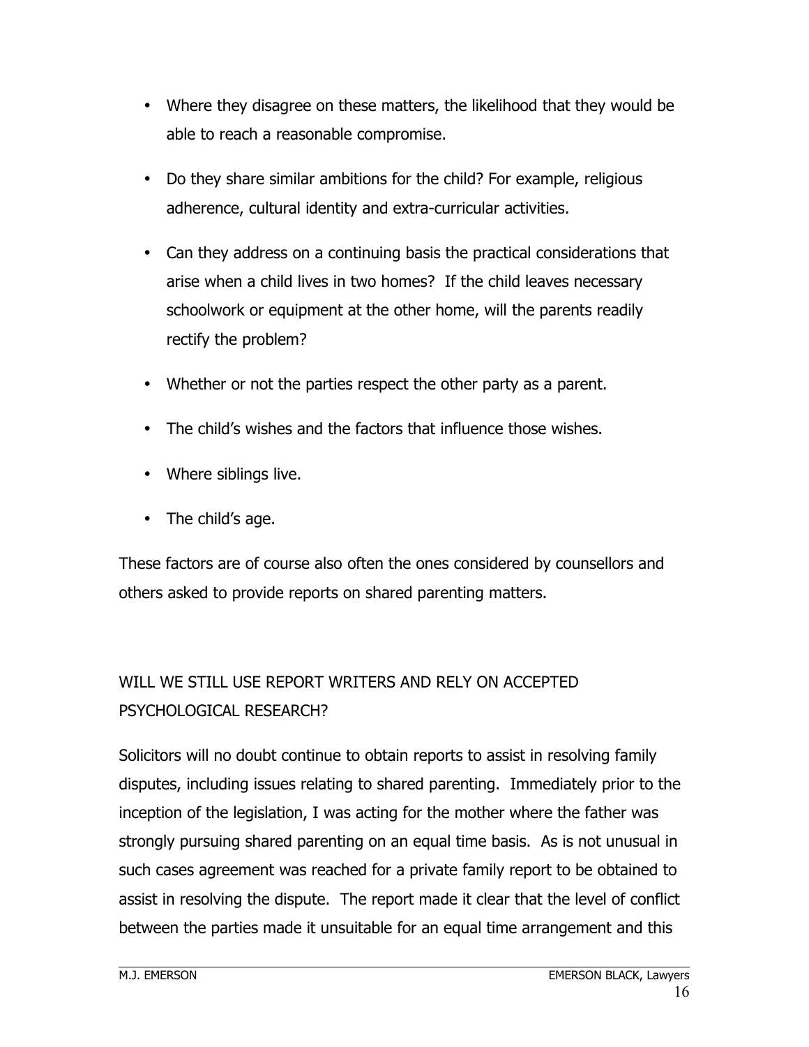- Where they disagree on these matters, the likelihood that they would be able to reach a reasonable compromise.
- Do they share similar ambitions for the child? For example, religious adherence, cultural identity and extra-curricular activities.
- Can they address on a continuing basis the practical considerations that arise when a child lives in two homes? If the child leaves necessary schoolwork or equipment at the other home, will the parents readily rectify the problem?
- Whether or not the parties respect the other party as a parent.
- The child's wishes and the factors that influence those wishes.
- Where siblings live.
- The child's age.

These factors are of course also often the ones considered by counsellors and others asked to provide reports on shared parenting matters.

## WILL WE STILL USE REPORT WRITERS AND RELY ON ACCEPTED PSYCHOLOGICAL RESEARCH?

Solicitors will no doubt continue to obtain reports to assist in resolving family disputes, including issues relating to shared parenting. Immediately prior to the inception of the legislation, I was acting for the mother where the father was strongly pursuing shared parenting on an equal time basis. As is not unusual in such cases agreement was reached for a private family report to be obtained to assist in resolving the dispute. The report made it clear that the level of conflict between the parties made it unsuitable for an equal time arrangement and this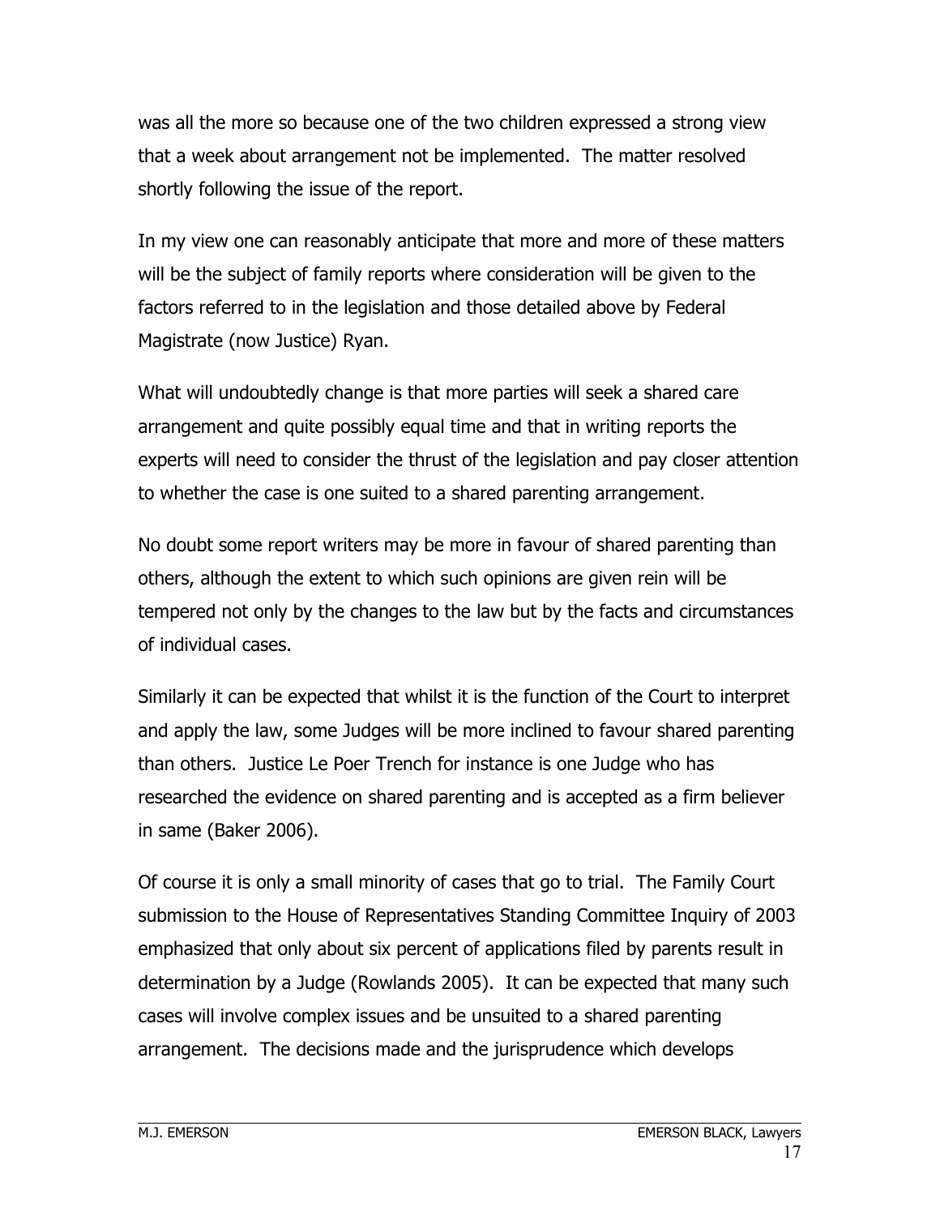was all the more so because one of the two children expressed a strong view that a week about arrangement not be implemented. The matter resolved shortly following the issue of the report.

In my view one can reasonably anticipate that more and more of these matters will be the subject of family reports where consideration will be given to the factors referred to in the legislation and those detailed above by Federal Magistrate (now Justice) Ryan.

What will undoubtedly change is that more parties will seek a shared care arrangement and quite possibly equal time and that in writing reports the experts will need to consider the thrust of the legislation and pay closer attention to whether the case is one suited to a shared parenting arrangement.

No doubt some report writers may be more in favour of shared parenting than others, although the extent to which such opinions are given rein will be tempered not only by the changes to the law but by the facts and circumstances of individual cases.

Similarly it can be expected that whilst it is the function of the Court to interpret and apply the law, some Judges will be more inclined to favour shared parenting than others. Justice Le Poer Trench for instance is one Judge who has researched the evidence on shared parenting and is accepted as a firm believer in same (Baker 2006).

Of course it is only a small minority of cases that go to trial. The Family Court submission to the House of Representatives Standing Committee Inquiry of 2003 emphasized that only about six percent of applications filed by parents result in determination by a Judge (Rowlands 2005). It can be expected that many such cases will involve complex issues and be unsuited to a shared parenting arrangement. The decisions made and the jurisprudence which develops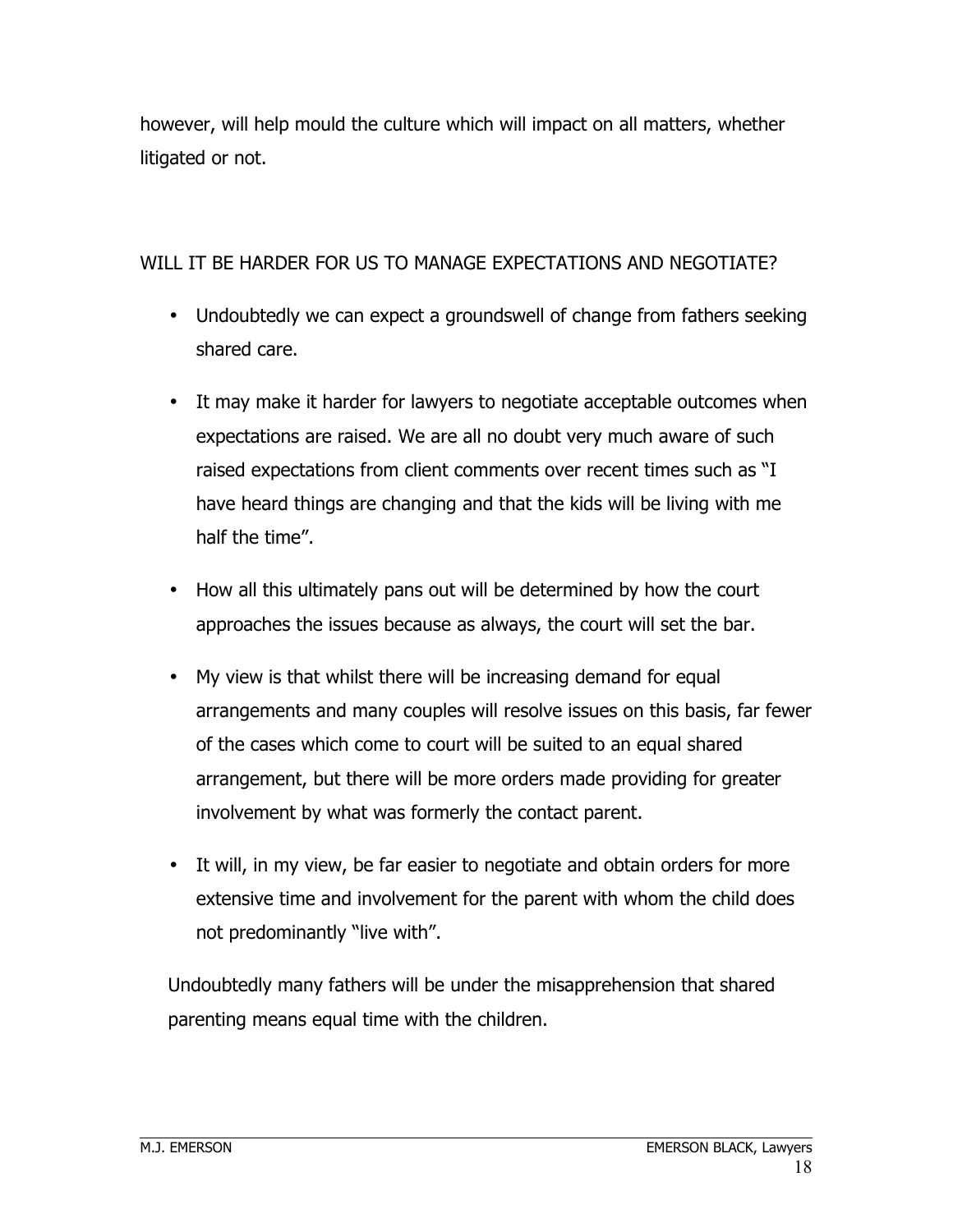however, will help mould the culture which will impact on all matters, whether litigated or not.

## WILL IT BE HARDER FOR US TO MANAGE EXPECTATIONS AND NEGOTIATE?

- Undoubtedly we can expect a groundswell of change from fathers seeking shared care.
- It may make it harder for lawyers to negotiate acceptable outcomes when expectations are raised. We are all no doubt very much aware of such raised expectations from client comments over recent times such as "I have heard things are changing and that the kids will be living with me half the time".
- How all this ultimately pans out will be determined by how the court approaches the issues because as always, the court will set the bar.
- My view is that whilst there will be increasing demand for equal arrangements and many couples will resolve issues on this basis, far fewer of the cases which come to court will be suited to an equal shared arrangement, but there will be more orders made providing for greater involvement by what was formerly the contact parent.
- It will, in my view, be far easier to negotiate and obtain orders for more extensive time and involvement for the parent with whom the child does not predominantly "live with".

Undoubtedly many fathers will be under the misapprehension that shared parenting means equal time with the children.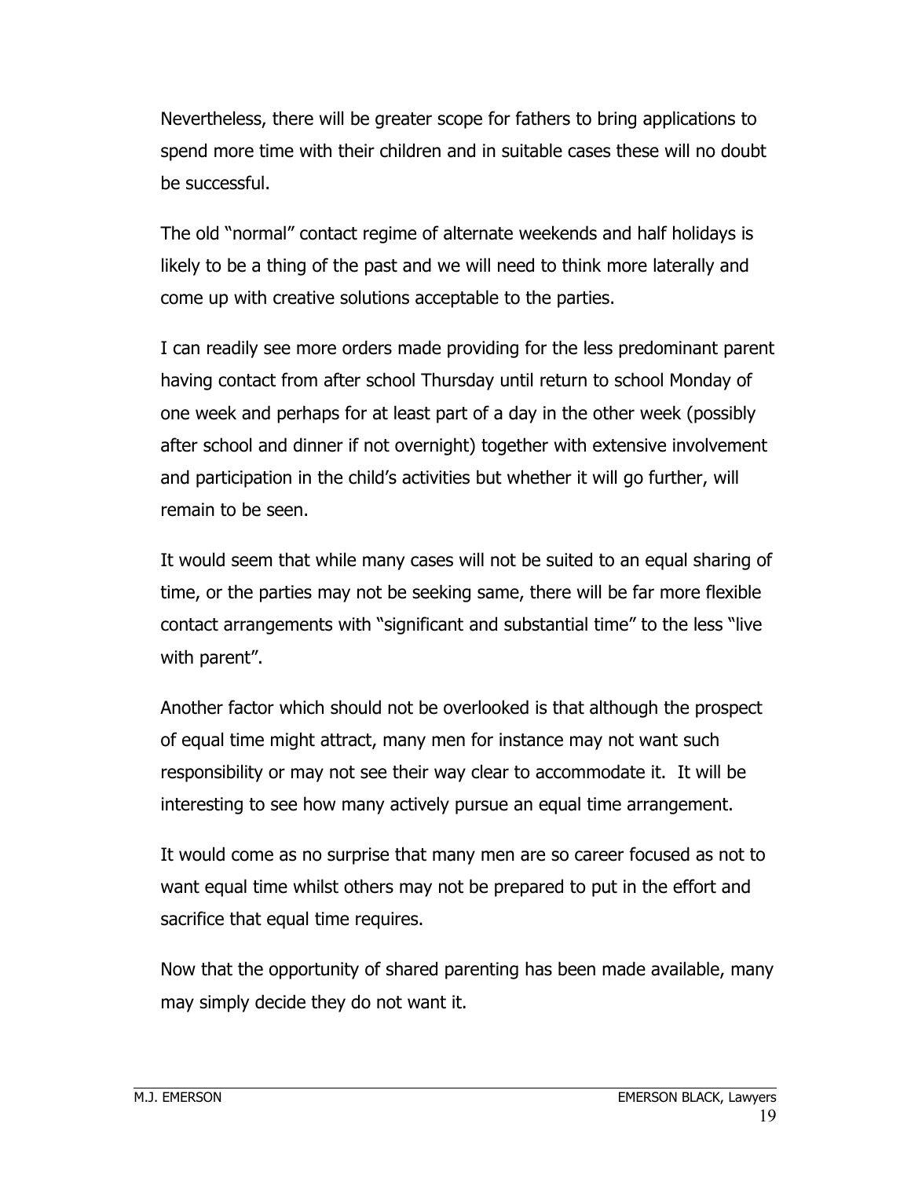Nevertheless, there will be greater scope for fathers to bring applications to spend more time with their children and in suitable cases these will no doubt be successful.

The old "normal" contact regime of alternate weekends and half holidays is likely to be a thing of the past and we will need to think more laterally and come up with creative solutions acceptable to the parties.

I can readily see more orders made providing for the less predominant parent having contact from after school Thursday until return to school Monday of one week and perhaps for at least part of a day in the other week (possibly after school and dinner if not overnight) together with extensive involvement and participation in the child's activities but whether it will go further, will remain to be seen.

It would seem that while many cases will not be suited to an equal sharing of time, or the parties may not be seeking same, there will be far more flexible contact arrangements with "significant and substantial time" to the less "live with parent".

Another factor which should not be overlooked is that although the prospect of equal time might attract, many men for instance may not want such responsibility or may not see their way clear to accommodate it.  It will be interesting to see how many actively pursue an equal time arrangement.

It would come as no surprise that many men are so career focused as not to want equal time whilst others may not be prepared to put in the effort and sacrifice that equal time requires.

Now that the opportunity of shared parenting has been made available, many may simply decide they do not want it.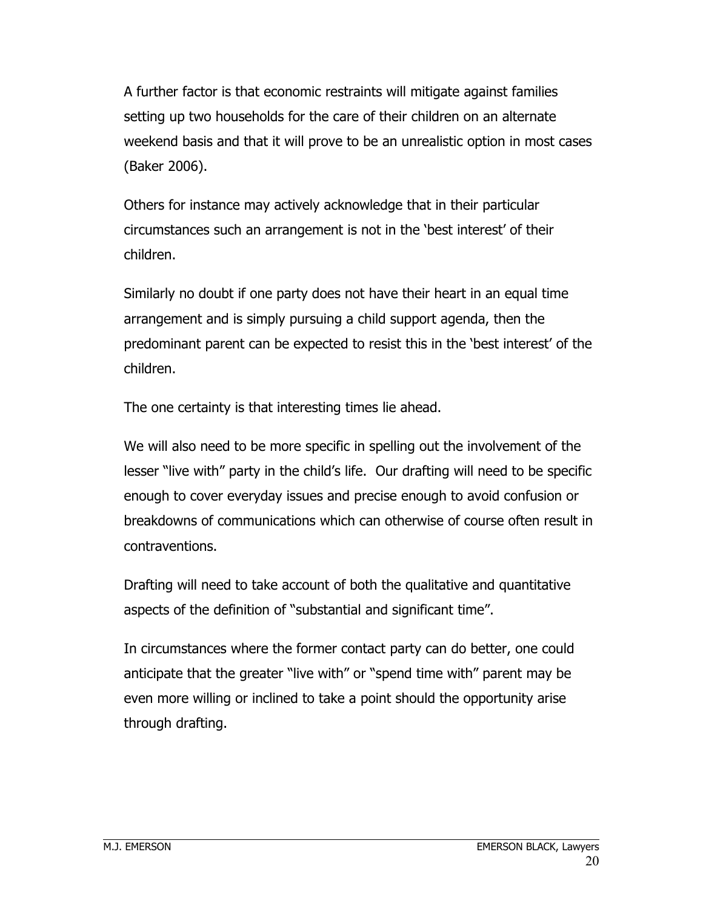A further factor is that economic restraints will mitigate against families setting up two households for the care of their children on an alternate weekend basis and that it will prove to be an unrealistic option in most cases (Baker 2006).

Others for instance may actively acknowledge that in their particular circumstances such an arrangement is not in the 'best interest' of their children.

Similarly no doubt if one party does not have their heart in an equal time arrangement and is simply pursuing a child support agenda, then the predominant parent can be expected to resist this in the 'best interest' of the children.

The one certainty is that interesting times lie ahead.

We will also need to be more specific in spelling out the involvement of the lesser "live with" party in the child's life. Our drafting will need to be specific enough to cover everyday issues and precise enough to avoid confusion or breakdowns of communications which can otherwise of course often result in contraventions.

Drafting will need to take account of both the qualitative and quantitative aspects of the definition of "substantial and significant time".

In circumstances where the former contact party can do better, one could anticipate that the greater "live with" or "spend time with" parent may be even more willing or inclined to take a point should the opportunity arise through drafting.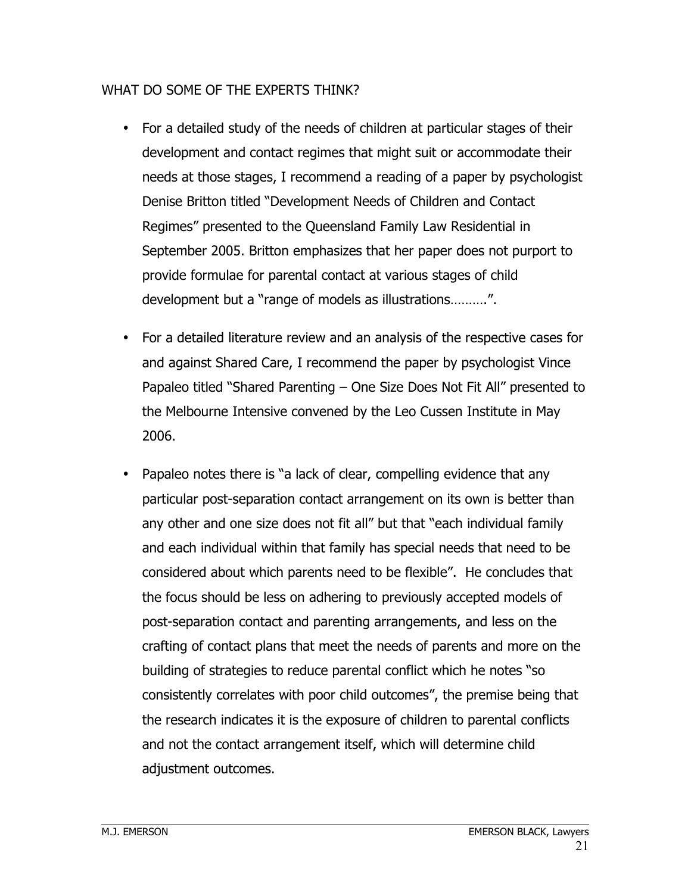## WHAT DO SOME OF THE EXPERTS THINK?

- For a detailed study of the needs of children at particular stages of their development and contact regimes that might suit or accommodate their needs at those stages, I recommend a reading of a paper by psychologist Denise Britton titled "Development Needs of Children and Contact Regimes" presented to the Queensland Family Law Residential in September 2005. Britton emphasizes that her paper does not purport to provide formulae for parental contact at various stages of child development but a "range of models as illustrations……….".

- For a detailed literature review and an analysis of the respective cases for and against Shared Care, I recommend the paper by psychologist Vince Papaleo titled "Shared Parenting – One Size Does Not Fit All" presented to the Melbourne Intensive convened by the Leo Cussen Institute in May 2006.

- Papaleo notes there is "a lack of clear, compelling evidence that any particular post-separation contact arrangement on its own is better than any other and one size does not fit all" but that "each individual family and each individual within that family has special needs that need to be considered about which parents need to be flexible". He concludes that the focus should be less on adhering to previously accepted models of post-separation contact and parenting arrangements, and less on the crafting of contact plans that meet the needs of parents and more on the building of strategies to reduce parental conflict which he notes "so consistently correlates with poor child outcomes", the premise being that the research indicates it is the exposure of children to parental conflicts and not the contact arrangement itself, which will determine child adjustment outcomes.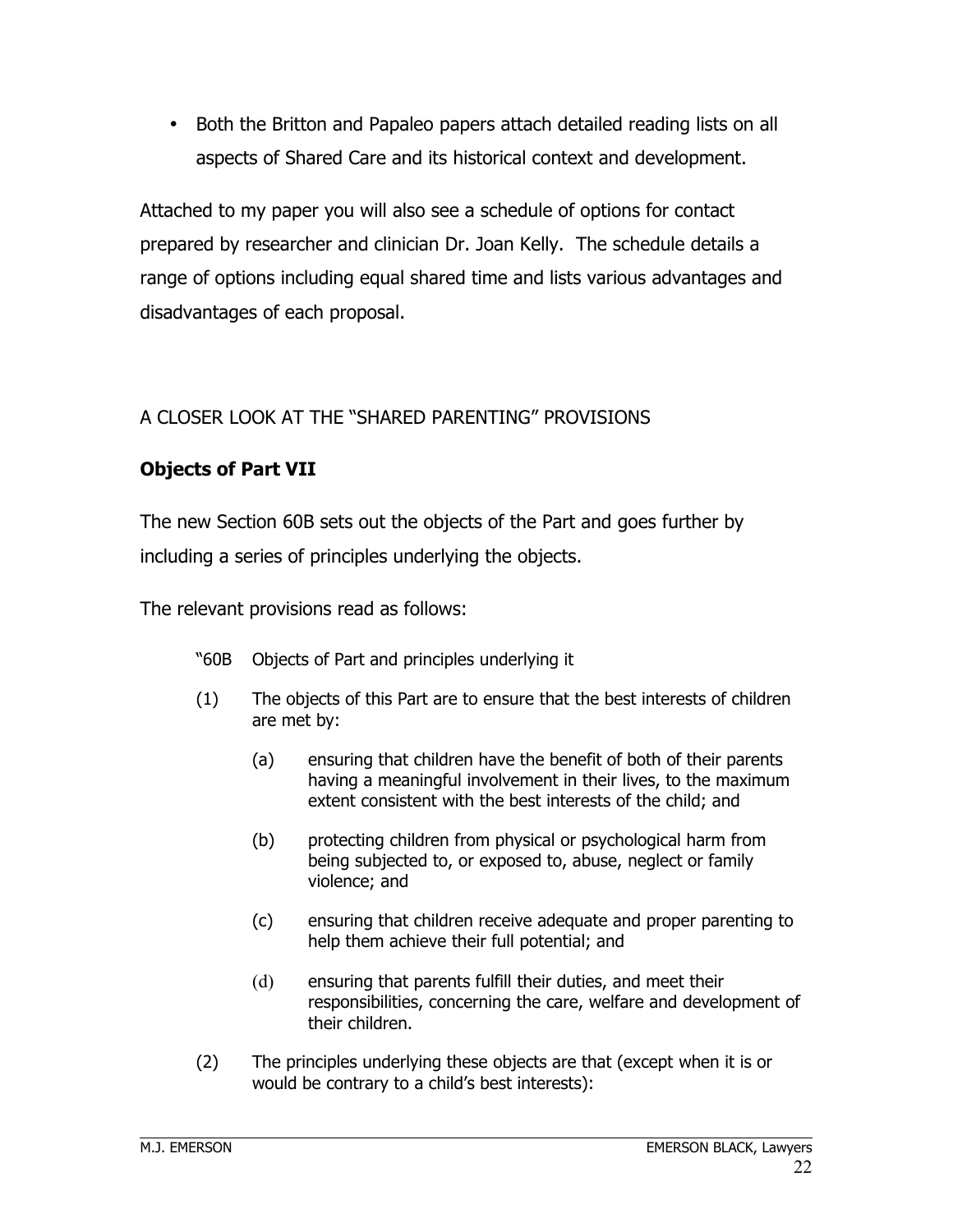- Both the Britton and Papaleo papers attach detailed reading lists on all aspects of Shared Care and its historical context and development.

Attached to my paper you will also see a schedule of options for contact prepared by researcher and clinician Dr. Joan Kelly. The schedule details a range of options including equal shared time and lists various advantages and disadvantages of each proposal.

## A CLOSER LOOK AT THE "SHARED PARENTING" PROVISIONS

### Objects of Part VII

The new Section 60B sets out the objects of the Part and goes further by including a series of principles underlying the objects.

The relevant provisions read as follows:

> "60B Objects of Part and principles underlying it
>
> (1) The objects of this Part are to ensure that the best interests of children are met by:
>
> (a) ensuring that children have the benefit of both of their parents having a meaningful involvement in their lives, to the maximum extent consistent with the best interests of the child; and
>
> (b) protecting children from physical or psychological harm from being subjected to, or exposed to, abuse, neglect or family violence; and
>
> (c) ensuring that children receive adequate and proper parenting to help them achieve their full potential; and
>
> (d) ensuring that parents fulfill their duties, and meet their responsibilities, concerning the care, welfare and development of their children.
>
> (2) The principles underlying these objects are that (except when it is or would be contrary to a child's best interests):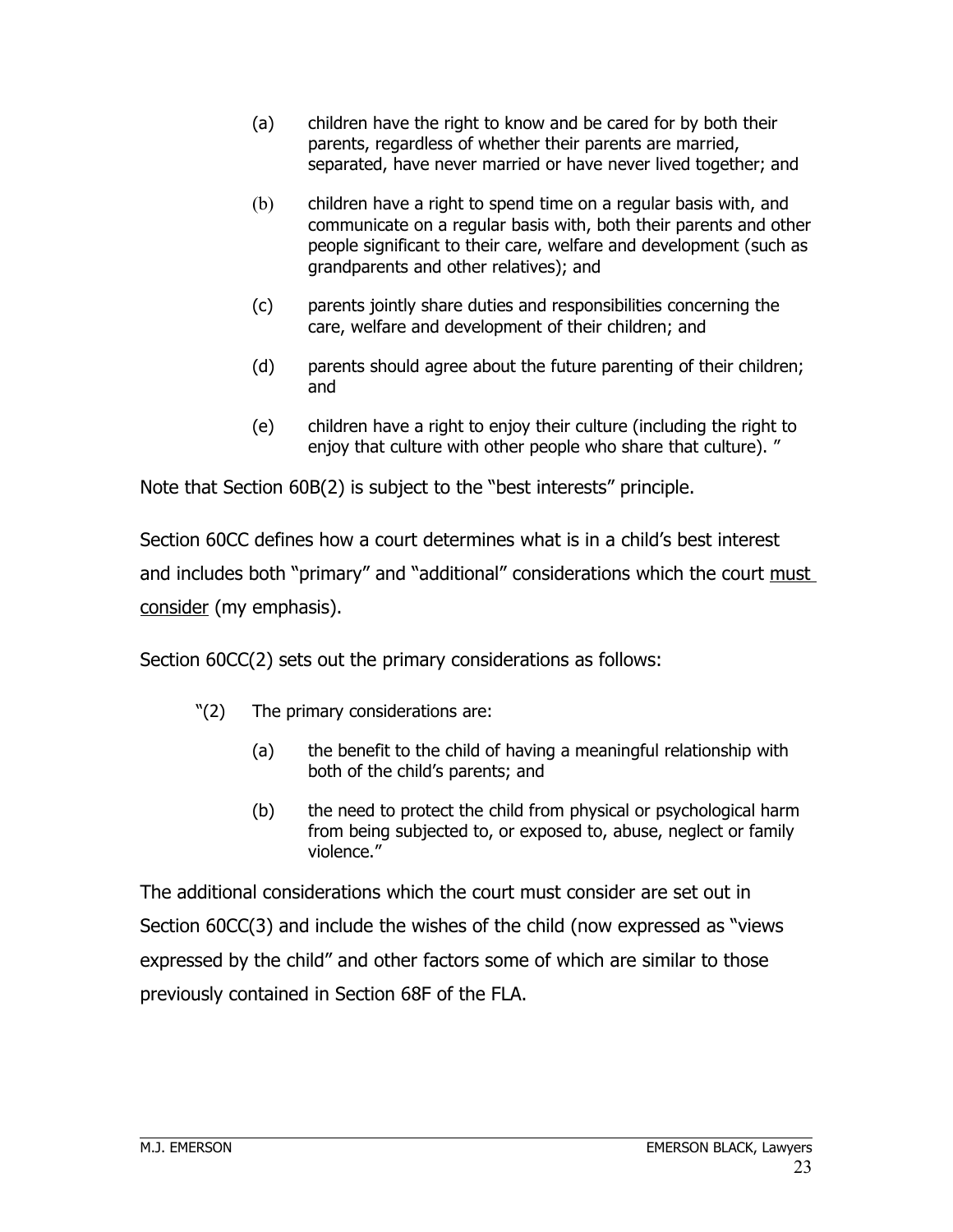> (a) children have the right to know and be cared for by both their parents, regardless of whether their parents are married, separated, have never married or have never lived together; and
>
> (b) children have a right to spend time on a regular basis with, and communicate on a regular basis with, both their parents and other people significant to their care, welfare and development (such as grandparents and other relatives); and
>
> (c) parents jointly share duties and responsibilities concerning the care, welfare and development of their children; and
>
> (d) parents should agree about the future parenting of their children; and
>
> (e) children have a right to enjoy their culture (including the right to enjoy that culture with other people who share that culture). "

Note that Section 60B(2) is subject to the "best interests" principle.

Section 60CC defines how a court determines what is in a child's best interest and includes both "primary" and "additional" considerations which the court <u>must consider</u> (my emphasis).

Section 60CC(2) sets out the primary considerations as follows:

> "(2) The primary considerations are:
>
> (a) the benefit to the child of having a meaningful relationship with both of the child's parents; and
>
> (b) the need to protect the child from physical or psychological harm from being subjected to, or exposed to, abuse, neglect or family violence."

The additional considerations which the court must consider are set out in Section 60CC(3) and include the wishes of the child (now expressed as "views expressed by the child" and other factors some of which are similar to those previously contained in Section 68F of the FLA.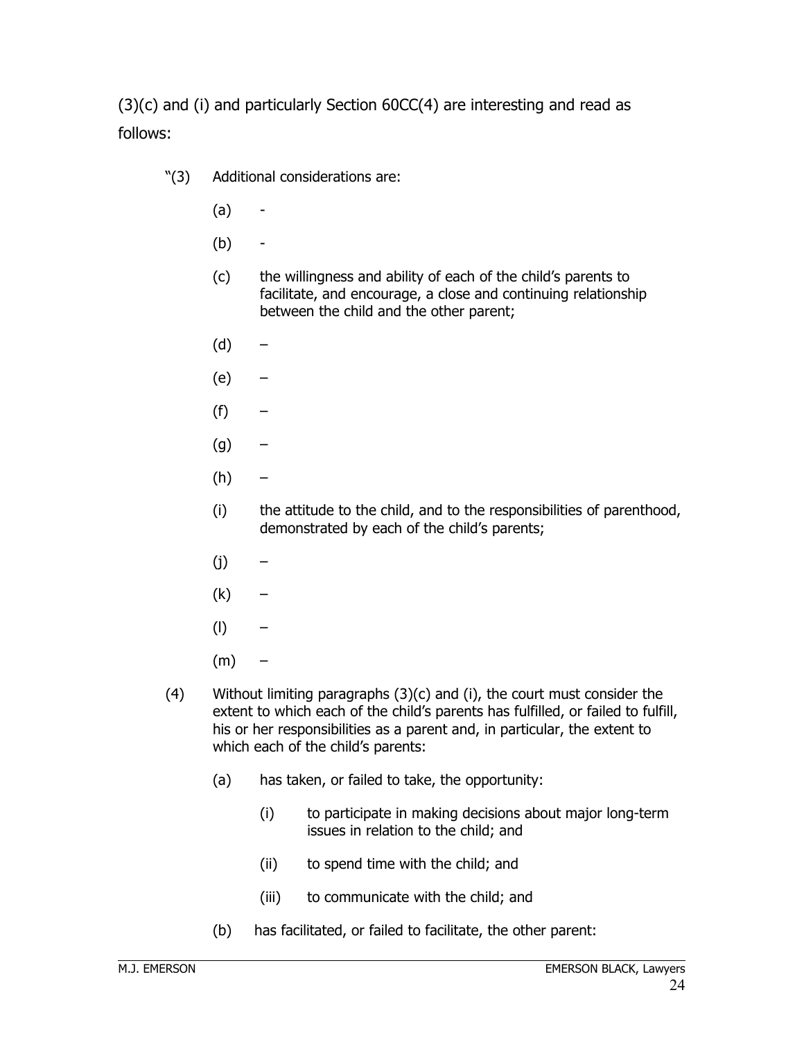(3)(c) and (i) and particularly Section 60CC(4) are interesting and read as follows:

> "(3) Additional considerations are:
>
> (a) -
>
> (b) -
>
> (c) the willingness and ability of each of the child's parents to facilitate, and encourage, a close and continuing relationship between the child and the other parent;
>
> (d) –
>
> (e) –
>
> (f) –
>
> (g) –
>
> (h) –
>
> (i) the attitude to the child, and to the responsibilities of parenthood, demonstrated by each of the child's parents;
>
> (j) –
>
> (k) –
>
> (l) –
>
> (m) –
>
> (4) Without limiting paragraphs (3)(c) and (i), the court must consider the extent to which each of the child's parents has fulfilled, or failed to fulfill, his or her responsibilities as a parent and, in particular, the extent to which each of the child's parents:
>
> (a) has taken, or failed to take, the opportunity:
>
> (i) to participate in making decisions about major long-term issues in relation to the child; and
>
> (ii) to spend time with the child; and
>
> (iii) to communicate with the child; and
>
> (b) has facilitated, or failed to facilitate, the other parent: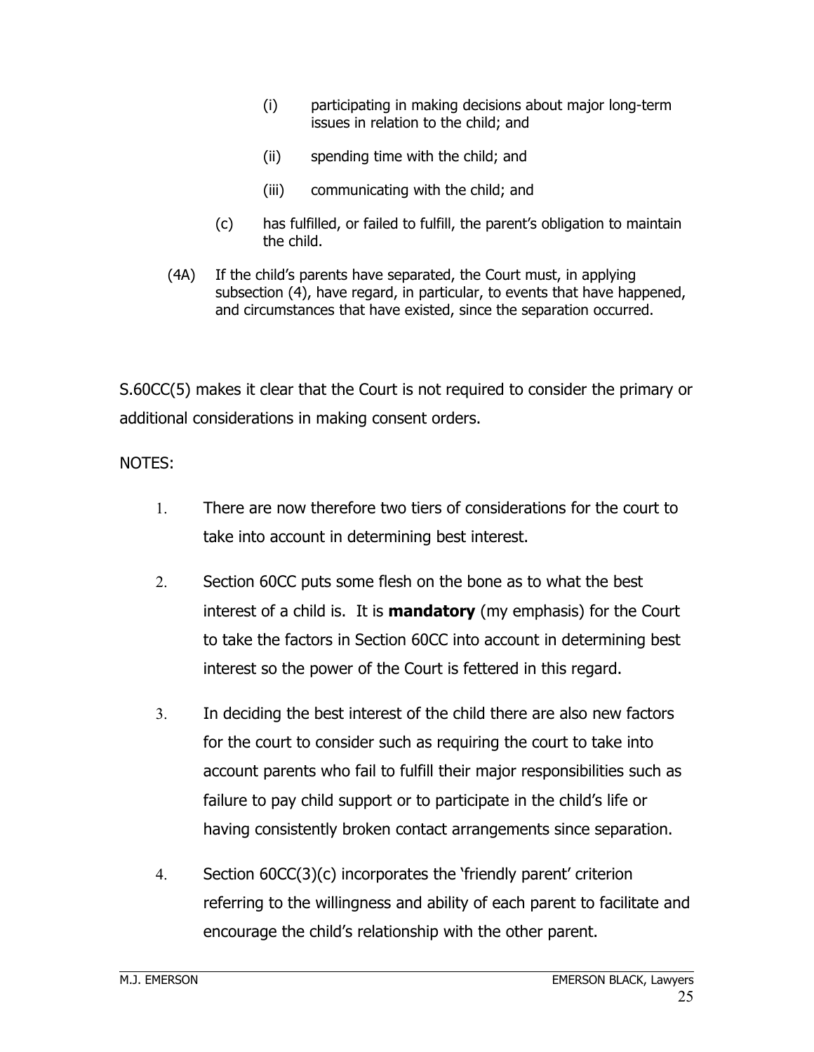(i) participating in making decisions about major long-term issues in relation to the child; and

    (ii) spending time with the child; and

    (iii) communicating with the child; and

  (c) has fulfilled, or failed to fulfill, the parent's obligation to maintain the child.

(4A) If the child's parents have separated, the Court must, in applying subsection (4), have regard, in particular, to events that have happened, and circumstances that have existed, since the separation occurred.

S.60CC(5) makes it clear that the Court is not required to consider the primary or additional considerations in making consent orders.

NOTES:

1. There are now therefore two tiers of considerations for the court to take into account in determining best interest.

2. Section 60CC puts some flesh on the bone as to what the best interest of a child is. It is **mandatory** (my emphasis) for the Court to take the factors in Section 60CC into account in determining best interest so the power of the Court is fettered in this regard.

3. In deciding the best interest of the child there are also new factors for the court to consider such as requiring the court to take into account parents who fail to fulfill their major responsibilities such as failure to pay child support or to participate in the child's life or having consistently broken contact arrangements since separation.

4. Section 60CC(3)(c) incorporates the 'friendly parent' criterion referring to the willingness and ability of each parent to facilitate and encourage the child's relationship with the other parent.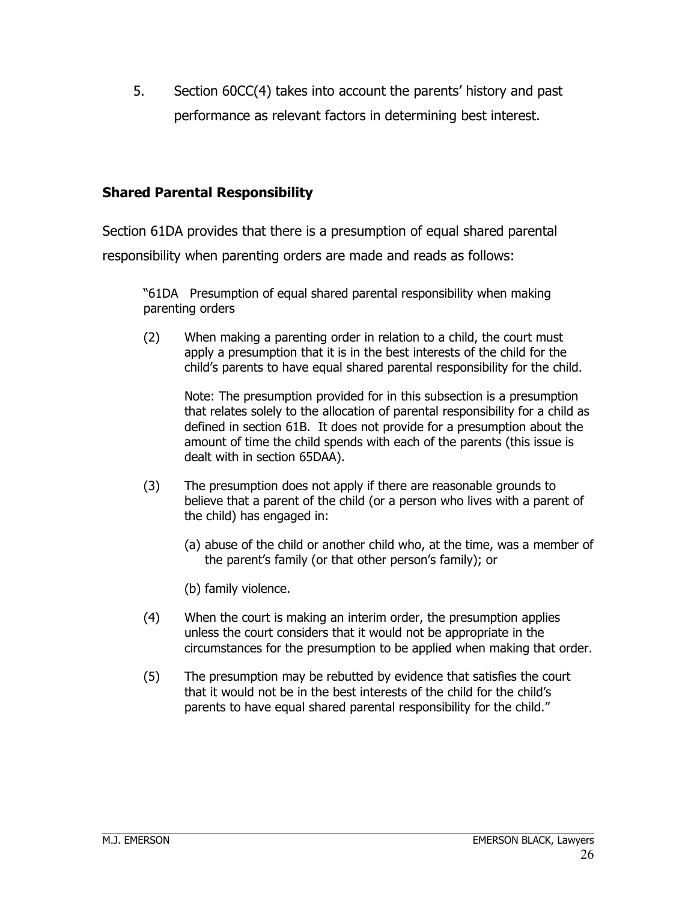5. Section 60CC(4) takes into account the parents' history and past performance as relevant factors in determining best interest.

### Shared Parental Responsibility

Section 61DA provides that there is a presumption of equal shared parental responsibility when parenting orders are made and reads as follows:

> "61DA Presumption of equal shared parental responsibility when making parenting orders
>
> (2) When making a parenting order in relation to a child, the court must apply a presumption that it is in the best interests of the child for the child's parents to have equal shared parental responsibility for the child.
>
> Note: The presumption provided for in this subsection is a presumption that relates solely to the allocation of parental responsibility for a child as defined in section 61B. It does not provide for a presumption about the amount of time the child spends with each of the parents (this issue is dealt with in section 65DAA).
>
> (3) The presumption does not apply if there are reasonable grounds to believe that a parent of the child (or a person who lives with a parent of the child) has engaged in:
>
> (a) abuse of the child or another child who, at the time, was a member of the parent's family (or that other person's family); or
>
> (b) family violence.
>
> (4) When the court is making an interim order, the presumption applies unless the court considers that it would not be appropriate in the circumstances for the presumption to be applied when making that order.
>
> (5) The presumption may be rebutted by evidence that satisfies the court that it would not be in the best interests of the child for the child's parents to have equal shared parental responsibility for the child."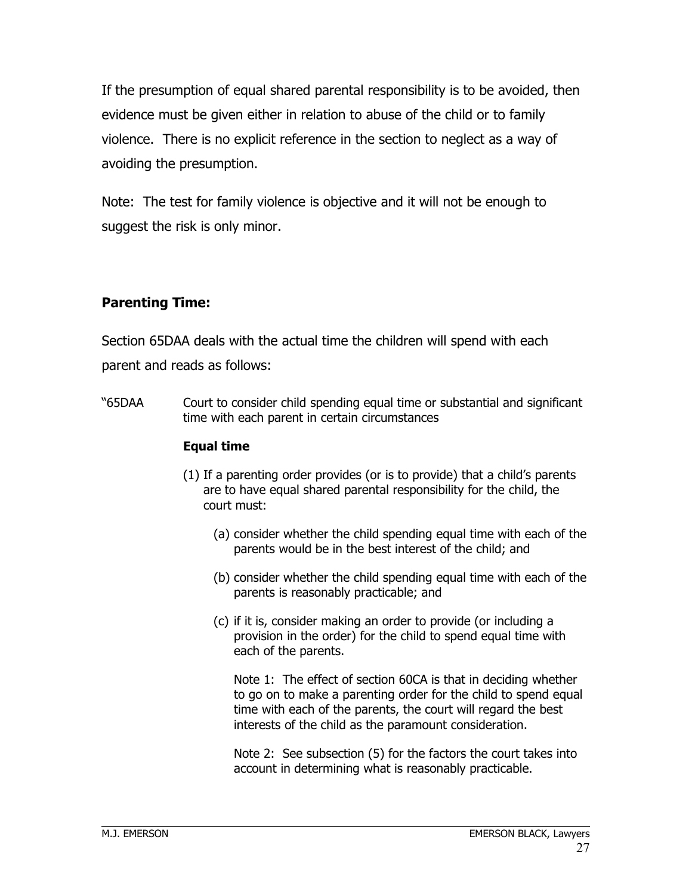If the presumption of equal shared parental responsibility is to be avoided, then evidence must be given either in relation to abuse of the child or to family violence.  There is no explicit reference in the section to neglect as a way of avoiding the presumption.

Note:  The test for family violence is objective and it will not be enough to suggest the risk is only minor.

**Parenting Time:**

Section 65DAA deals with the actual time the children will spend with each parent and reads as follows:

"65DAA Court to consider child spending equal time or substantial and significant time with each parent in certain circumstances

**Equal time**

(1) If a parenting order provides (or is to provide) that a child's parents are to have equal shared parental responsibility for the child, the court must:

   (a) consider whether the child spending equal time with each of the parents would be in the best interest of the child; and

   (b) consider whether the child spending equal time with each of the parents is reasonably practicable; and

   (c) if it is, consider making an order to provide (or including a provision in the order) for the child to spend equal time with each of the parents.

   Note 1:  The effect of section 60CA is that in deciding whether to go on to make a parenting order for the child to spend equal time with each of the parents, the court will regard the best interests of the child as the paramount consideration.

   Note 2:  See subsection (5) for the factors the court takes into account in determining what is reasonably practicable.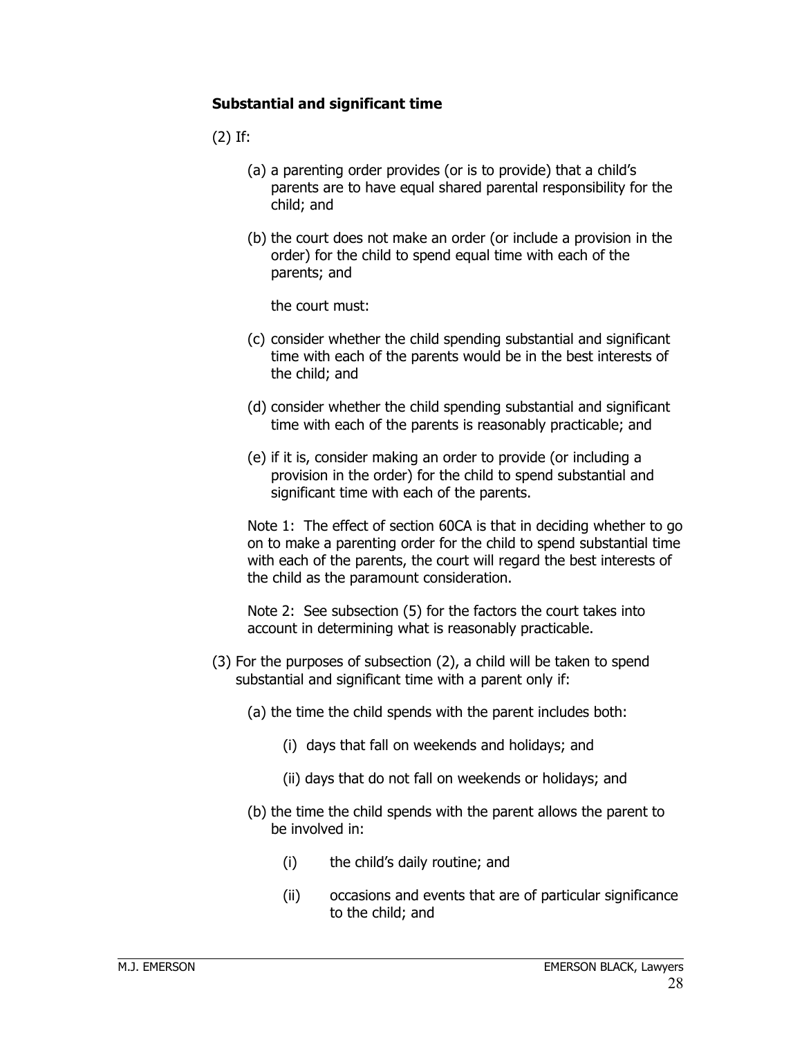**Substantial and significant time**

(2) If:

(a) a parenting order provides (or is to provide) that a child's parents are to have equal shared parental responsibility for the child; and

(b) the court does not make an order (or include a provision in the order) for the child to spend equal time with each of the parents; and

the court must:

(c) consider whether the child spending substantial and significant time with each of the parents would be in the best interests of the child; and

(d) consider whether the child spending substantial and significant time with each of the parents is reasonably practicable; and

(e) if it is, consider making an order to provide (or including a provision in the order) for the child to spend substantial and significant time with each of the parents.

Note 1: The effect of section 60CA is that in deciding whether to go on to make a parenting order for the child to spend substantial time with each of the parents, the court will regard the best interests of the child as the paramount consideration.

Note 2: See subsection (5) for the factors the court takes into account in determining what is reasonably practicable.

(3) For the purposes of subsection (2), a child will be taken to spend substantial and significant time with a parent only if:

(a) the time the child spends with the parent includes both:

(i) days that fall on weekends and holidays; and

(ii) days that do not fall on weekends or holidays; and

(b) the time the child spends with the parent allows the parent to be involved in:

(i) the child's daily routine; and

(ii) occasions and events that are of particular significance to the child; and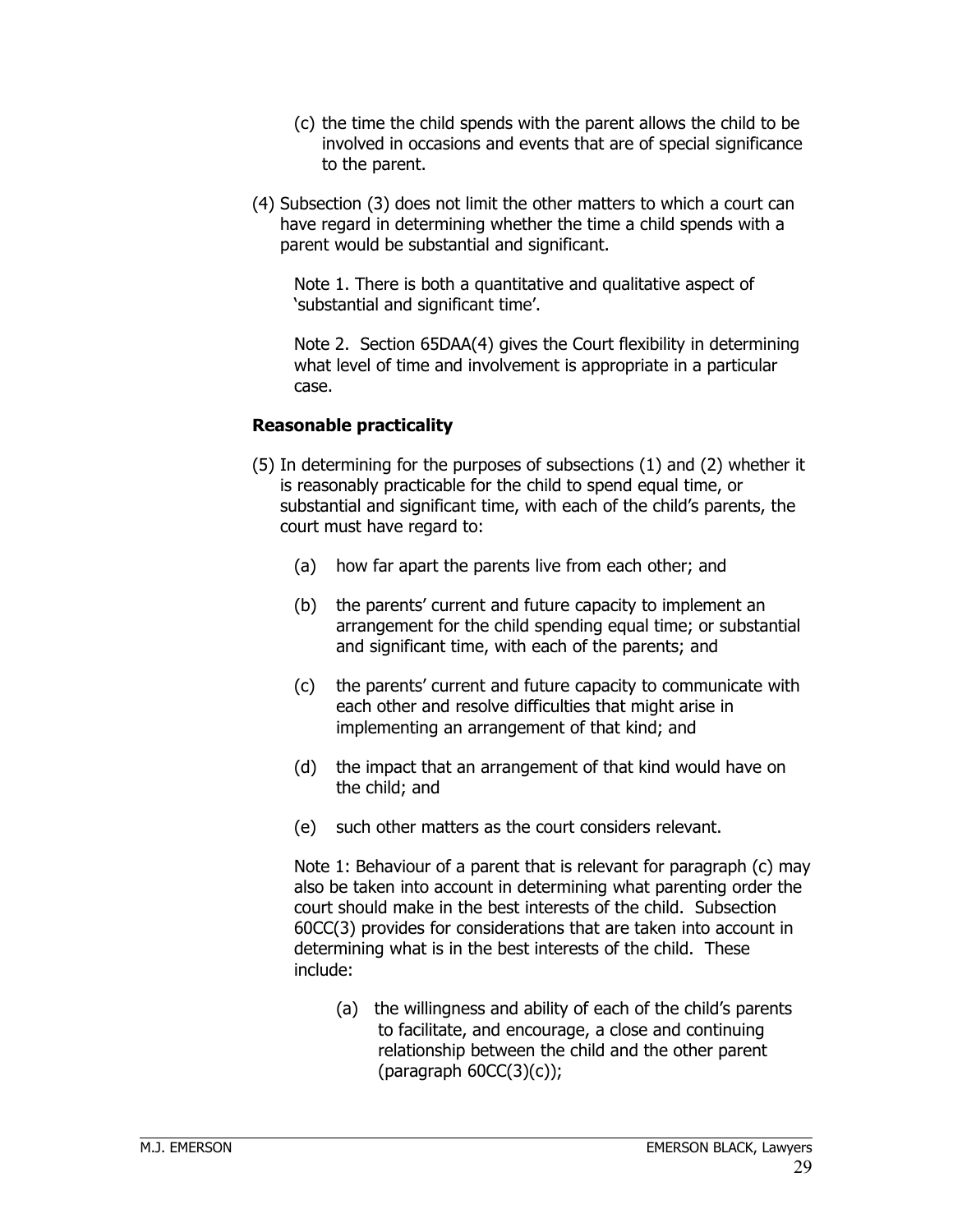(c) the time the child spends with the parent allows the child to be involved in occasions and events that are of special significance to the parent.

(4) Subsection (3) does not limit the other matters to which a court can have regard in determining whether the time a child spends with a parent would be substantial and significant.

Note 1. There is both a quantitative and qualitative aspect of 'substantial and significant time'.

Note 2. Section 65DAA(4) gives the Court flexibility in determining what level of time and involvement is appropriate in a particular case.

**Reasonable practicality**

(5) In determining for the purposes of subsections (1) and (2) whether it is reasonably practicable for the child to spend equal time, or substantial and significant time, with each of the child's parents, the court must have regard to:

(a) how far apart the parents live from each other; and

(b) the parents' current and future capacity to implement an arrangement for the child spending equal time; or substantial and significant time, with each of the parents; and

(c) the parents' current and future capacity to communicate with each other and resolve difficulties that might arise in implementing an arrangement of that kind; and

(d) the impact that an arrangement of that kind would have on the child; and

(e) such other matters as the court considers relevant.

Note 1: Behaviour of a parent that is relevant for paragraph (c) may also be taken into account in determining what parenting order the court should make in the best interests of the child. Subsection 60CC(3) provides for considerations that are taken into account in determining what is in the best interests of the child. These include:

(a) the willingness and ability of each of the child's parents to facilitate, and encourage, a close and continuing relationship between the child and the other parent (paragraph 60CC(3)(c));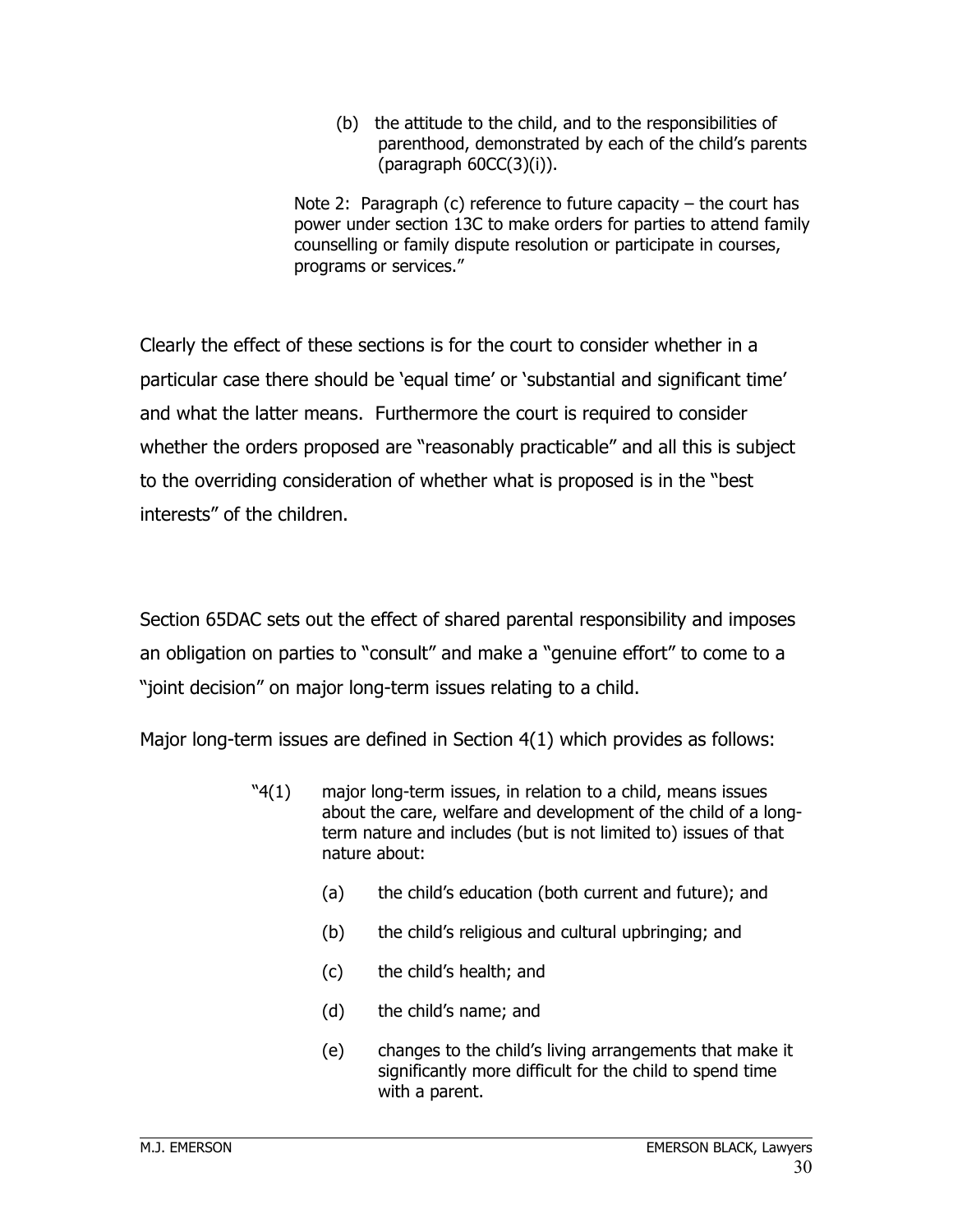> (b) the attitude to the child, and to the responsibilities of parenthood, demonstrated by each of the child's parents (paragraph 60CC(3)(i)).
>
> Note 2: Paragraph (c) reference to future capacity – the court has power under section 13C to make orders for parties to attend family counselling or family dispute resolution or participate in courses, programs or services."

Clearly the effect of these sections is for the court to consider whether in a particular case there should be 'equal time' or 'substantial and significant time' and what the latter means. Furthermore the court is required to consider whether the orders proposed are "reasonably practicable" and all this is subject to the overriding consideration of whether what is proposed is in the "best interests" of the children.

Section 65DAC sets out the effect of shared parental responsibility and imposes an obligation on parties to "consult" and make a "genuine effort" to come to a "joint decision" on major long-term issues relating to a child.

Major long-term issues are defined in Section 4(1) which provides as follows:

> "4(1) major long-term issues, in relation to a child, means issues about the care, welfare and development of the child of a long-term nature and includes (but is not limited to) issues of that nature about:
>
> (a) the child's education (both current and future); and
>
> (b) the child's religious and cultural upbringing; and
>
> (c) the child's health; and
>
> (d) the child's name; and
>
> (e) changes to the child's living arrangements that make it significantly more difficult for the child to spend time with a parent.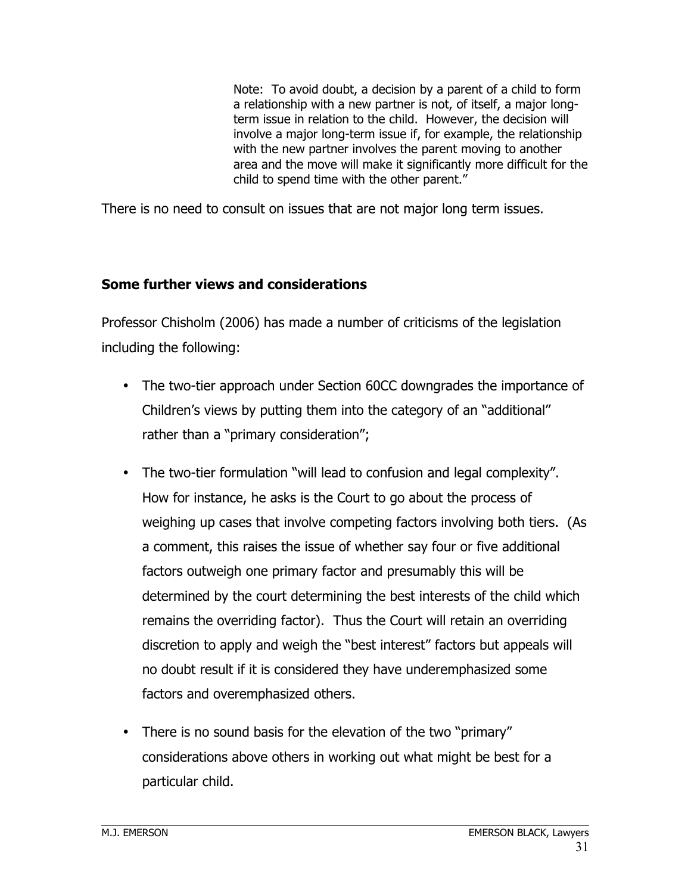> Note: To avoid doubt, a decision by a parent of a child to form a relationship with a new partner is not, of itself, a major long-term issue in relation to the child. However, the decision will involve a major long-term issue if, for example, the relationship with the new partner involves the parent moving to another area and the move will make it significantly more difficult for the child to spend time with the other parent."

There is no need to consult on issues that are not major long term issues.

### Some further views and considerations

Professor Chisholm (2006) has made a number of criticisms of the legislation including the following:

- The two-tier approach under Section 60CC downgrades the importance of Children's views by putting them into the category of an "additional" rather than a "primary consideration";
- The two-tier formulation "will lead to confusion and legal complexity". How for instance, he asks is the Court to go about the process of weighing up cases that involve competing factors involving both tiers. (As a comment, this raises the issue of whether say four or five additional factors outweigh one primary factor and presumably this will be determined by the court determining the best interests of the child which remains the overriding factor). Thus the Court will retain an overriding discretion to apply and weigh the "best interest" factors but appeals will no doubt result if it is considered they have underemphasized some factors and overemphasized others.
- There is no sound basis for the elevation of the two "primary" considerations above others in working out what might be best for a particular child.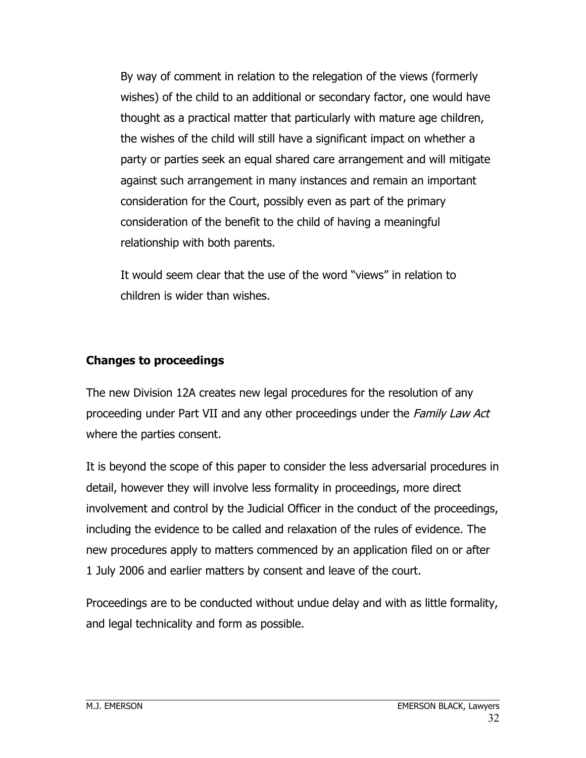By way of comment in relation to the relegation of the views (formerly wishes) of the child to an additional or secondary factor, one would have thought as a practical matter that particularly with mature age children, the wishes of the child will still have a significant impact on whether a party or parties seek an equal shared care arrangement and will mitigate against such arrangement in many instances and remain an important consideration for the Court, possibly even as part of the primary consideration of the benefit to the child of having a meaningful relationship with both parents.

It would seem clear that the use of the word "views" in relation to children is wider than wishes.

**Changes to proceedings**

The new Division 12A creates new legal procedures for the resolution of any proceeding under Part VII and any other proceedings under the *Family Law Act* where the parties consent.

It is beyond the scope of this paper to consider the less adversarial procedures in detail, however they will involve less formality in proceedings, more direct involvement and control by the Judicial Officer in the conduct of the proceedings, including the evidence to be called and relaxation of the rules of evidence. The new procedures apply to matters commenced by an application filed on or after 1 July 2006 and earlier matters by consent and leave of the court.

Proceedings are to be conducted without undue delay and with as little formality, and legal technicality and form as possible.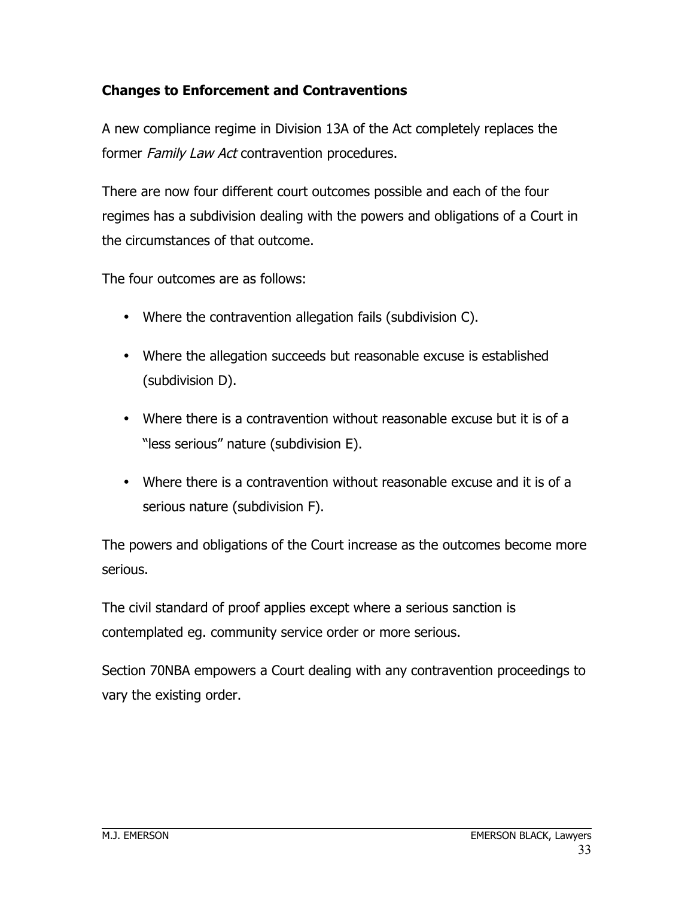**Changes to Enforcement and Contraventions**

A new compliance regime in Division 13A of the Act completely replaces the former *Family Law Act* contravention procedures.

There are now four different court outcomes possible and each of the four regimes has a subdivision dealing with the powers and obligations of a Court in the circumstances of that outcome.

The four outcomes are as follows:

- Where the contravention allegation fails (subdivision C).
- Where the allegation succeeds but reasonable excuse is established (subdivision D).
- Where there is a contravention without reasonable excuse but it is of a "less serious" nature (subdivision E).
- Where there is a contravention without reasonable excuse and it is of a serious nature (subdivision F).

The powers and obligations of the Court increase as the outcomes become more serious.

The civil standard of proof applies except where a serious sanction is contemplated eg. community service order or more serious.

Section 70NBA empowers a Court dealing with any contravention proceedings to vary the existing order.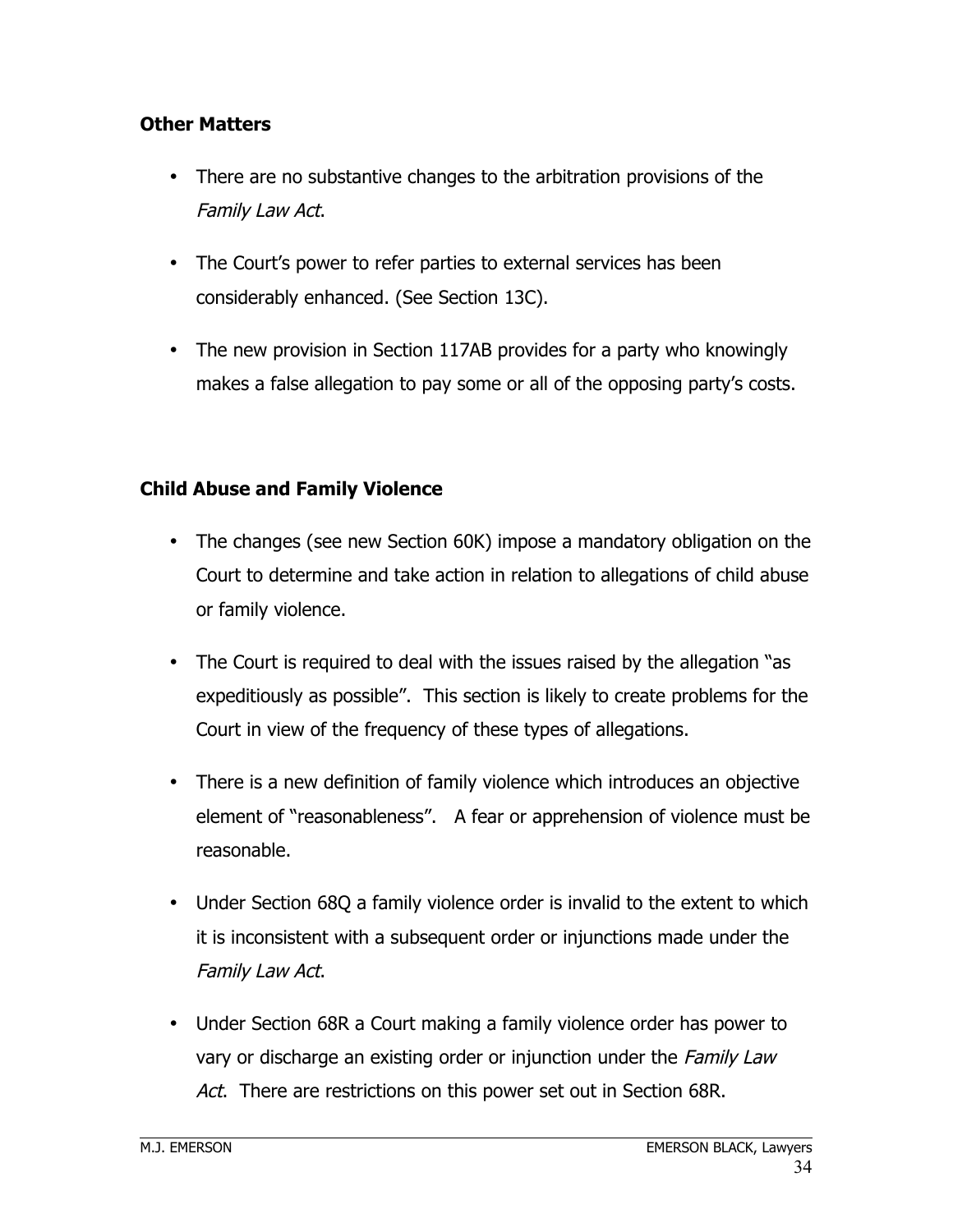**Other Matters**

- There are no substantive changes to the arbitration provisions of the *Family Law Act*.
- The Court's power to refer parties to external services has been considerably enhanced. (See Section 13C).
- The new provision in Section 117AB provides for a party who knowingly makes a false allegation to pay some or all of the opposing party's costs.

**Child Abuse and Family Violence**

- The changes (see new Section 60K) impose a mandatory obligation on the Court to determine and take action in relation to allegations of child abuse or family violence.
- The Court is required to deal with the issues raised by the allegation "as expeditiously as possible". This section is likely to create problems for the Court in view of the frequency of these types of allegations.
- There is a new definition of family violence which introduces an objective element of "reasonableness". A fear or apprehension of violence must be reasonable.
- Under Section 68Q a family violence order is invalid to the extent to which it is inconsistent with a subsequent order or injunctions made under the *Family Law Act*.
- Under Section 68R a Court making a family violence order has power to vary or discharge an existing order or injunction under the *Family Law Act*. There are restrictions on this power set out in Section 68R.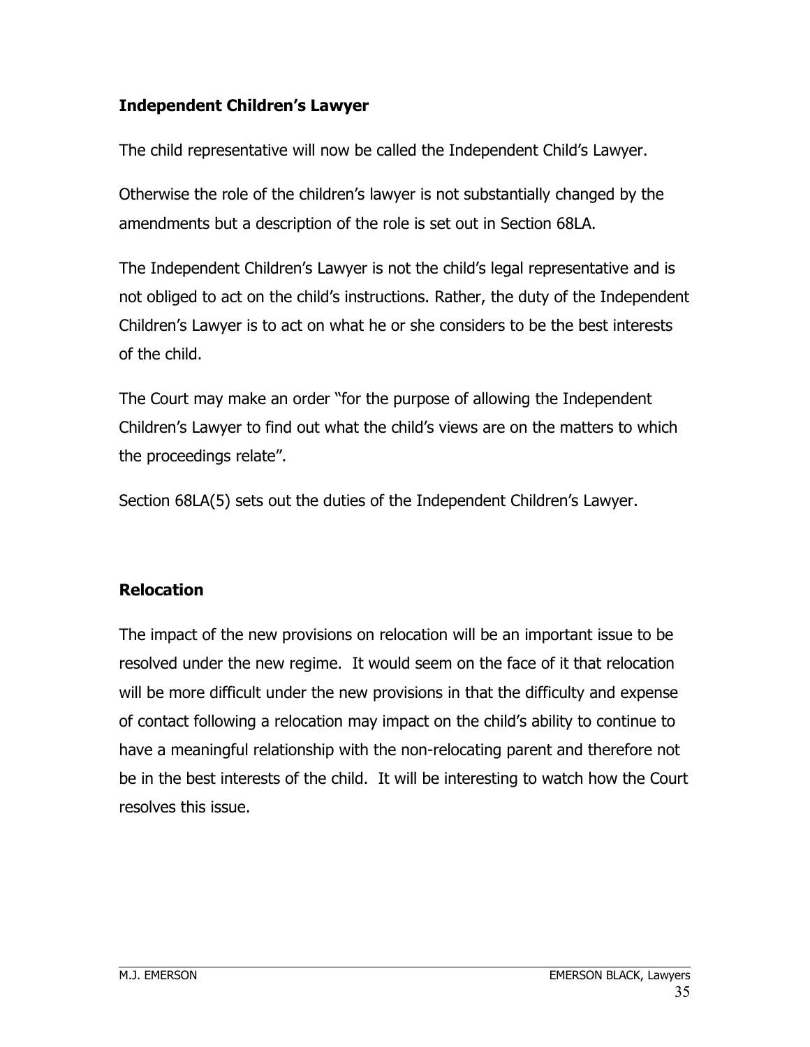## Independent Children's Lawyer

The child representative will now be called the Independent Child's Lawyer.

Otherwise the role of the children's lawyer is not substantially changed by the amendments but a description of the role is set out in Section 68LA.

The Independent Children's Lawyer is not the child's legal representative and is not obliged to act on the child's instructions. Rather, the duty of the Independent Children's Lawyer is to act on what he or she considers to be the best interests of the child.

The Court may make an order "for the purpose of allowing the Independent Children's Lawyer to find out what the child's views are on the matters to which the proceedings relate".

Section 68LA(5) sets out the duties of the Independent Children's Lawyer.

## Relocation

The impact of the new provisions on relocation will be an important issue to be resolved under the new regime. It would seem on the face of it that relocation will be more difficult under the new provisions in that the difficulty and expense of contact following a relocation may impact on the child's ability to continue to have a meaningful relationship with the non-relocating parent and therefore not be in the best interests of the child. It will be interesting to watch how the Court resolves this issue.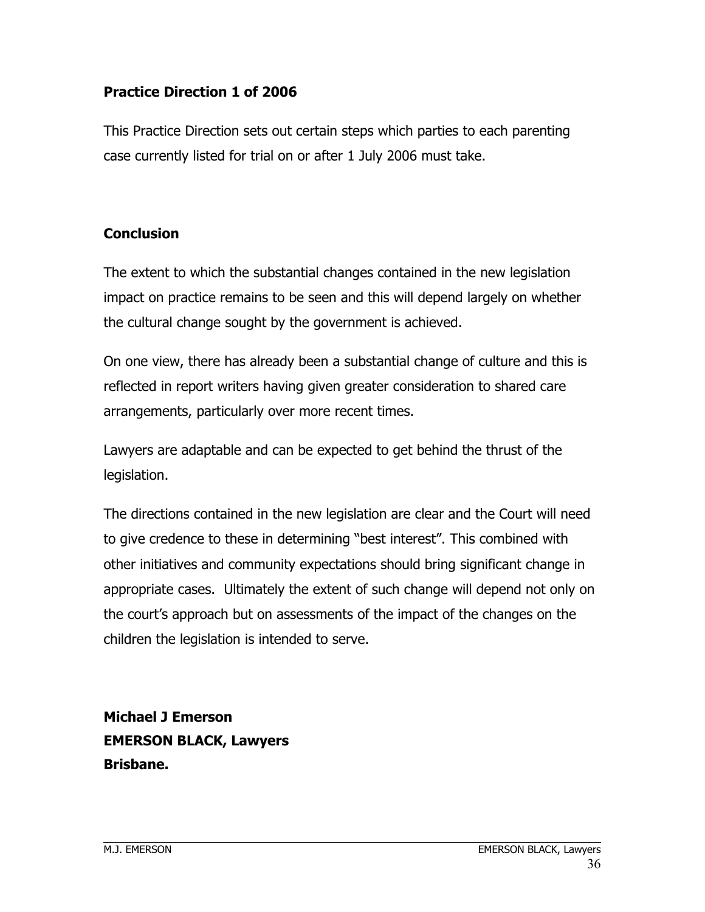**Practice Direction 1 of 2006**

This Practice Direction sets out certain steps which parties to each parenting case currently listed for trial on or after 1 July 2006 must take.

**Conclusion**

The extent to which the substantial changes contained in the new legislation impact on practice remains to be seen and this will depend largely on whether the cultural change sought by the government is achieved.

On one view, there has already been a substantial change of culture and this is reflected in report writers having given greater consideration to shared care arrangements, particularly over more recent times.

Lawyers are adaptable and can be expected to get behind the thrust of the legislation.

The directions contained in the new legislation are clear and the Court will need to give credence to these in determining "best interest". This combined with other initiatives and community expectations should bring significant change in appropriate cases. Ultimately the extent of such change will depend not only on the court's approach but on assessments of the impact of the changes on the children the legislation is intended to serve.

**Michael J Emerson**
**EMERSON BLACK, Lawyers**
**Brisbane.**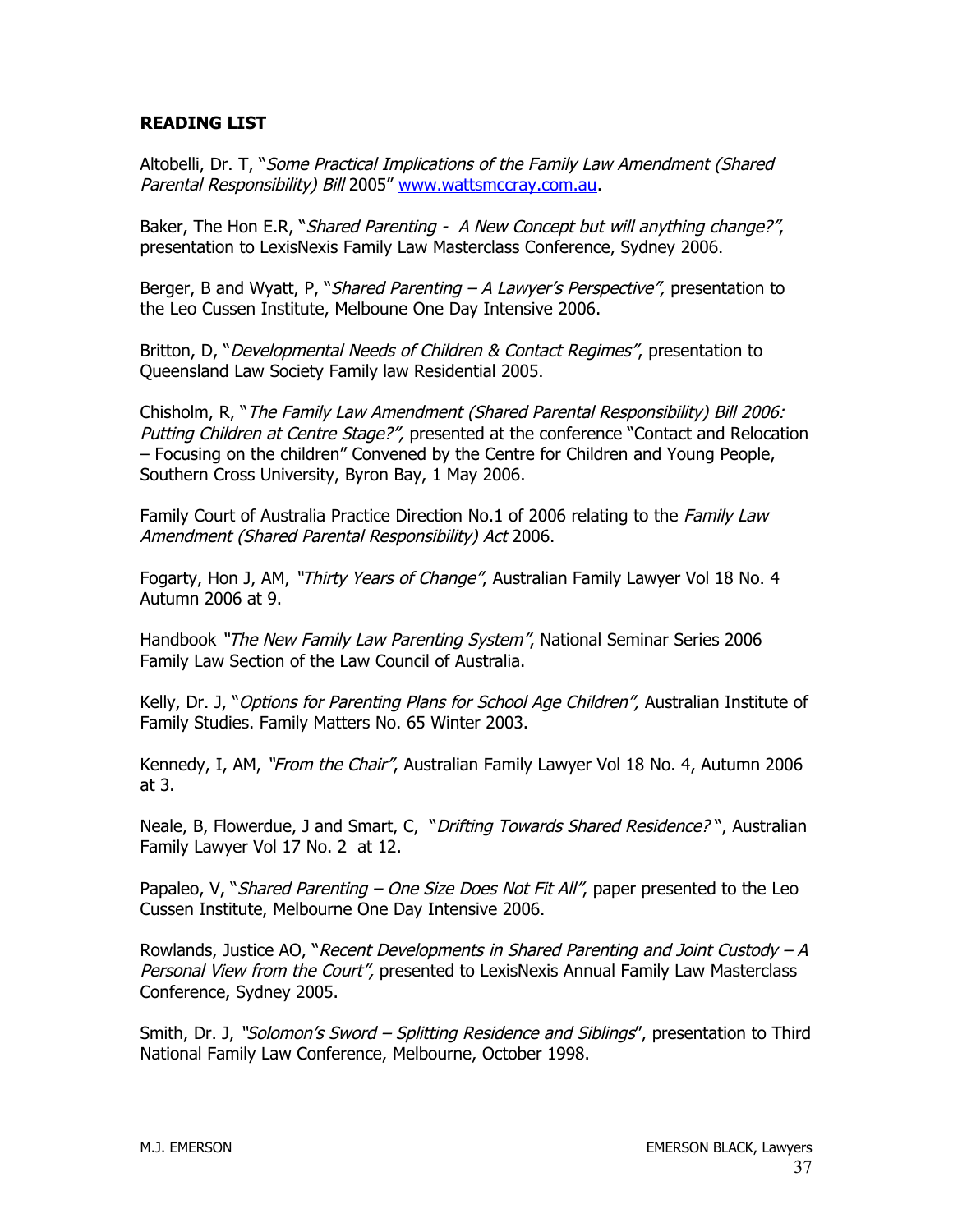**READING LIST**

Altobelli, Dr. T, "*Some Practical Implications of the Family Law Amendment (Shared Parental Responsibility) Bill* 2005" www.wattsmccray.com.au.

Baker, The Hon E.R, "*Shared Parenting - A New Concept but will anything change?"*, presentation to LexisNexis Family Law Masterclass Conference, Sydney 2006.

Berger, B and Wyatt, P, "*Shared Parenting – A Lawyer's Perspective",* presentation to the Leo Cussen Institute, Melboune One Day Intensive 2006.

Britton, D, "*Developmental Needs of Children & Contact Regimes"*, presentation to Queensland Law Society Family law Residential 2005.

Chisholm, R, "*The Family Law Amendment (Shared Parental Responsibility) Bill 2006: Putting Children at Centre Stage?",* presented at the conference "Contact and Relocation – Focusing on the children" Convened by the Centre for Children and Young People, Southern Cross University, Byron Bay, 1 May 2006.

Family Court of Australia Practice Direction No.1 of 2006 relating to the *Family Law Amendment (Shared Parental Responsibility) Act* 2006.

Fogarty, Hon J, AM, *"Thirty Years of Change"*, Australian Family Lawyer Vol 18 No. 4 Autumn 2006 at 9.

Handbook *"The New Family Law Parenting System"*, National Seminar Series 2006 Family Law Section of the Law Council of Australia.

Kelly, Dr. J, "*Options for Parenting Plans for School Age Children",* Australian Institute of Family Studies. Family Matters No. 65 Winter 2003.

Kennedy, I, AM, *"From the Chair"*, Australian Family Lawyer Vol 18 No. 4, Autumn 2006 at 3.

Neale, B, Flowerdue, J and Smart, C, "*Drifting Towards Shared Residence?* ", Australian Family Lawyer Vol 17 No. 2 at 12.

Papaleo, V, "*Shared Parenting – One Size Does Not Fit All"*, paper presented to the Leo Cussen Institute, Melbourne One Day Intensive 2006.

Rowlands, Justice AO, "*Recent Developments in Shared Parenting and Joint Custody – A Personal View from the Court",* presented to LexisNexis Annual Family Law Masterclass Conference, Sydney 2005.

Smith, Dr. J, *"Solomon's Sword – Splitting Residence and Siblings*", presentation to Third National Family Law Conference, Melbourne, October 1998.